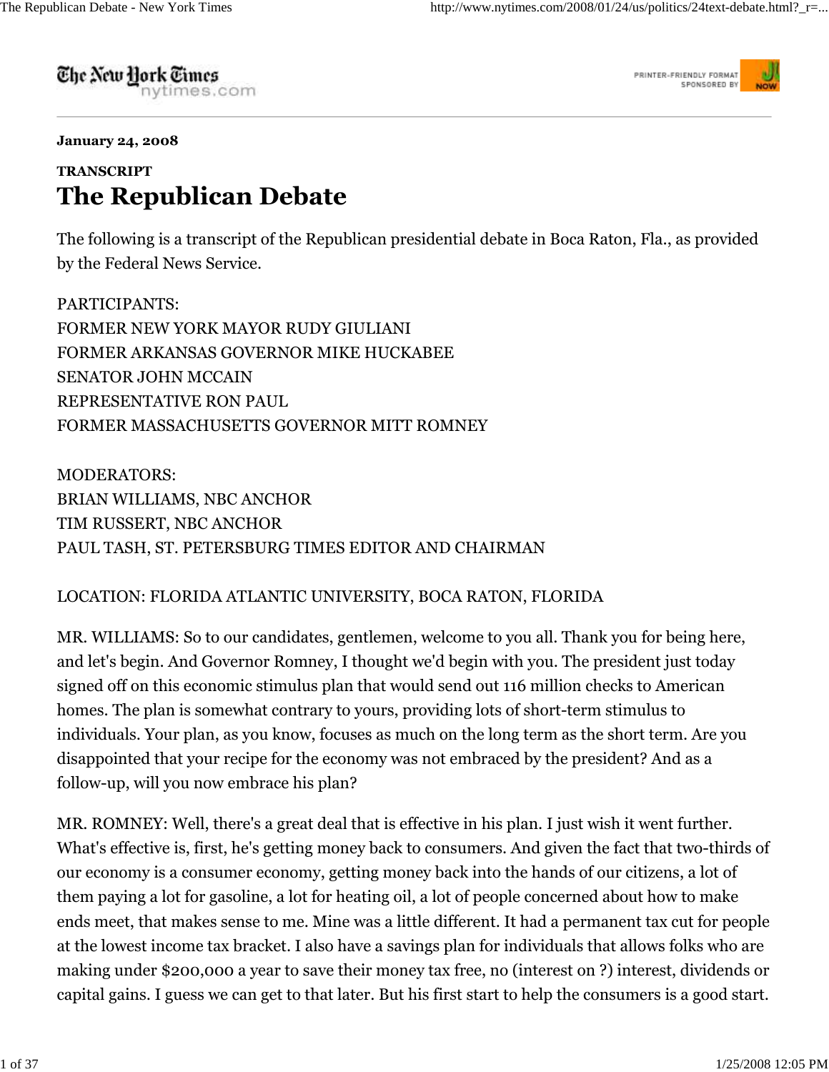**January 24, 2008**

**TRANSCRIPT**

# The Republican Debate

The following is a transcript of the Republican presidential debate in Boca Raton, Fla., as provided by the Federal News Service.

PARTICIPANTS:
FORMER NEW YORK MAYOR RUDY GIULIANI
FORMER ARKANSAS GOVERNOR MIKE HUCKABEE
SENATOR JOHN MCCAIN
REPRESENTATIVE RON PAUL
FORMER MASSACHUSETTS GOVERNOR MITT ROMNEY

MODERATORS:
BRIAN WILLIAMS, NBC ANCHOR
TIM RUSSERT, NBC ANCHOR
PAUL TASH, ST. PETERSBURG TIMES EDITOR AND CHAIRMAN

LOCATION: FLORIDA ATLANTIC UNIVERSITY, BOCA RATON, FLORIDA

MR. WILLIAMS: So to our candidates, gentlemen, welcome to you all. Thank you for being here, and let's begin. And Governor Romney, I thought we'd begin with you. The president just today signed off on this economic stimulus plan that would send out 116 million checks to American homes. The plan is somewhat contrary to yours, providing lots of short-term stimulus to individuals. Your plan, as you know, focuses as much on the long term as the short term. Are you disappointed that your recipe for the economy was not embraced by the president? And as a follow-up, will you now embrace his plan?

MR. ROMNEY: Well, there's a great deal that is effective in his plan. I just wish it went further. What's effective is, first, he's getting money back to consumers. And given the fact that two-thirds of our economy is a consumer economy, getting money back into the hands of our citizens, a lot of them paying a lot for gasoline, a lot for heating oil, a lot of people concerned about how to make ends meet, that makes sense to me. Mine was a little different. It had a permanent tax cut for people at the lowest income tax bracket. I also have a savings plan for individuals that allows folks who are making under $200,000 a year to save their money tax free, no (interest on ?) interest, dividends or capital gains. I guess we can get to that later. But his first start to help the consumers is a good start.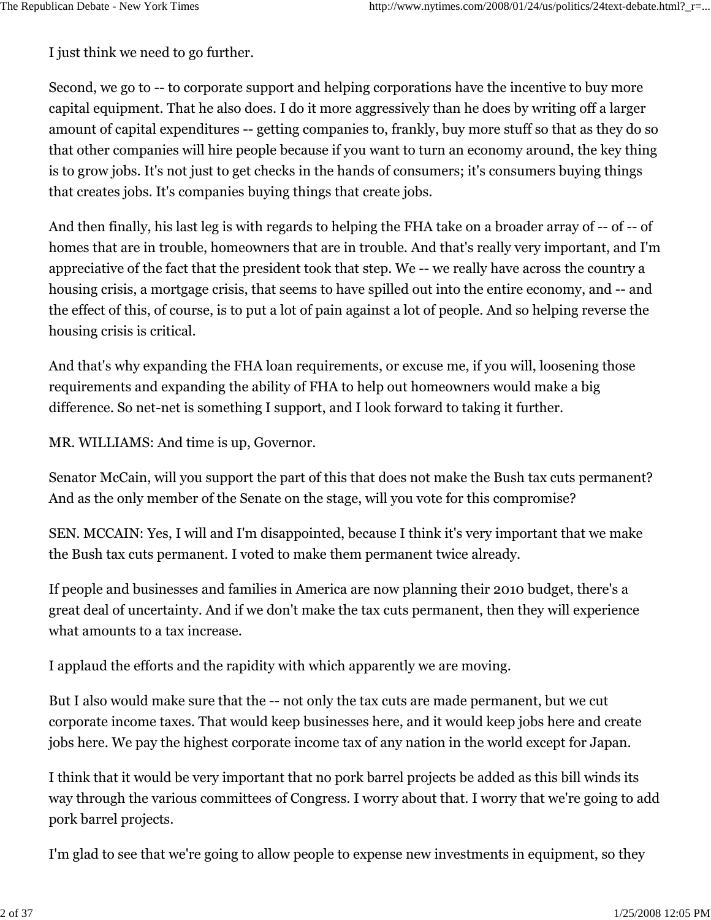I just think we need to go further.

Second, we go to -- to corporate support and helping corporations have the incentive to buy more capital equipment. That he also does. I do it more aggressively than he does by writing off a larger amount of capital expenditures -- getting companies to, frankly, buy more stuff so that as they do so that other companies will hire people because if you want to turn an economy around, the key thing is to grow jobs. It's not just to get checks in the hands of consumers; it's consumers buying things that creates jobs. It's companies buying things that create jobs.

And then finally, his last leg is with regards to helping the FHA take on a broader array of -- of -- of homes that are in trouble, homeowners that are in trouble. And that's really very important, and I'm appreciative of the fact that the president took that step. We -- we really have across the country a housing crisis, a mortgage crisis, that seems to have spilled out into the entire economy, and -- and the effect of this, of course, is to put a lot of pain against a lot of people. And so helping reverse the housing crisis is critical.

And that's why expanding the FHA loan requirements, or excuse me, if you will, loosening those requirements and expanding the ability of FHA to help out homeowners would make a big difference. So net-net is something I support, and I look forward to taking it further.

MR. WILLIAMS: And time is up, Governor.

Senator McCain, will you support the part of this that does not make the Bush tax cuts permanent? And as the only member of the Senate on the stage, will you vote for this compromise?

SEN. MCCAIN: Yes, I will and I'm disappointed, because I think it's very important that we make the Bush tax cuts permanent. I voted to make them permanent twice already.

If people and businesses and families in America are now planning their 2010 budget, there's a great deal of uncertainty. And if we don't make the tax cuts permanent, then they will experience what amounts to a tax increase.

I applaud the efforts and the rapidity with which apparently we are moving.

But I also would make sure that the -- not only the tax cuts are made permanent, but we cut corporate income taxes. That would keep businesses here, and it would keep jobs here and create jobs here. We pay the highest corporate income tax of any nation in the world except for Japan.

I think that it would be very important that no pork barrel projects be added as this bill winds its way through the various committees of Congress. I worry about that. I worry that we're going to add pork barrel projects.

I'm glad to see that we're going to allow people to expense new investments in equipment, so they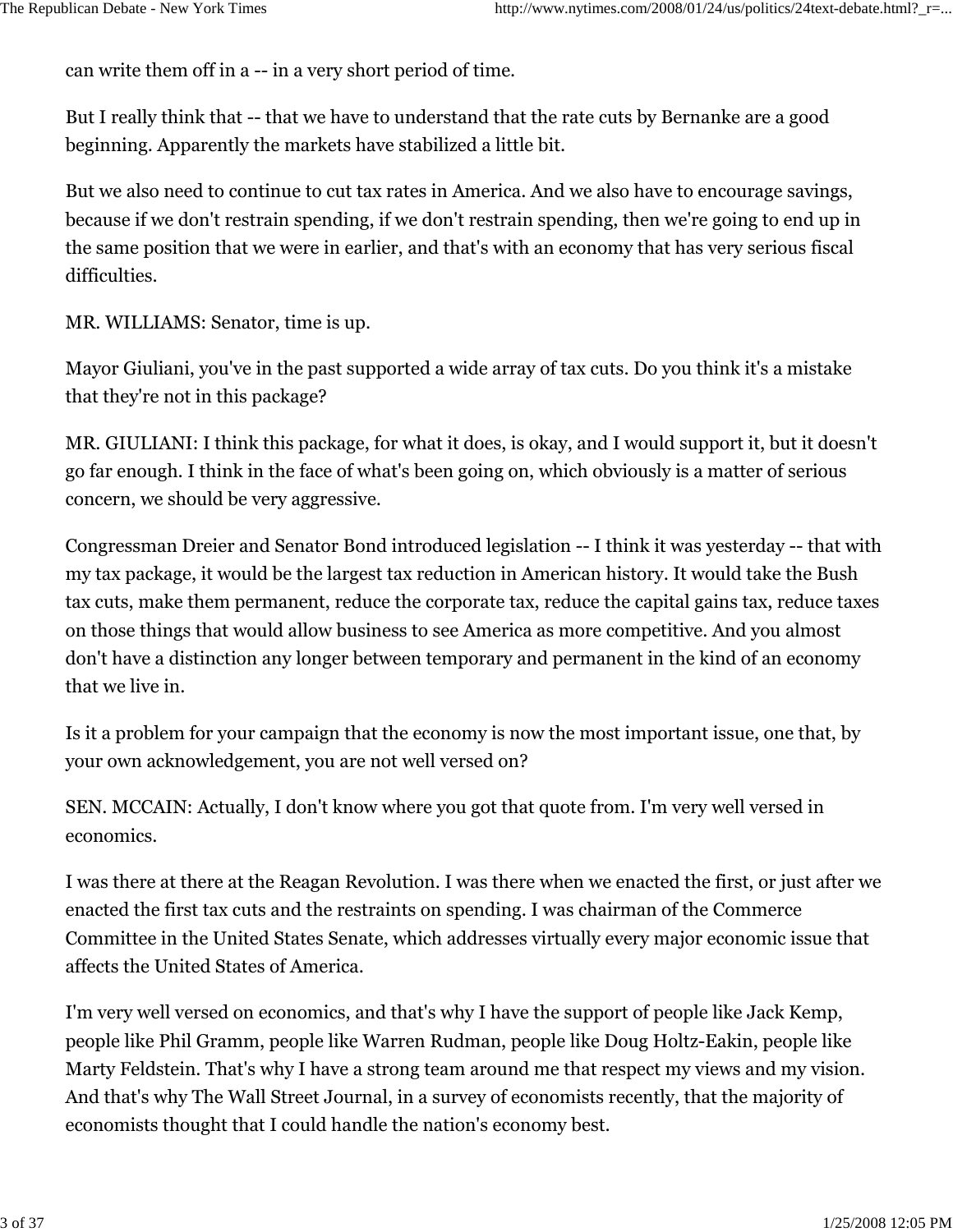can write them off in a -- in a very short period of time.

But I really think that -- that we have to understand that the rate cuts by Bernanke are a good beginning. Apparently the markets have stabilized a little bit.

But we also need to continue to cut tax rates in America. And we also have to encourage savings, because if we don't restrain spending, if we don't restrain spending, then we're going to end up in the same position that we were in earlier, and that's with an economy that has very serious fiscal difficulties.

MR. WILLIAMS: Senator, time is up.

Mayor Giuliani, you've in the past supported a wide array of tax cuts. Do you think it's a mistake that they're not in this package?

MR. GIULIANI: I think this package, for what it does, is okay, and I would support it, but it doesn't go far enough. I think in the face of what's been going on, which obviously is a matter of serious concern, we should be very aggressive.

Congressman Dreier and Senator Bond introduced legislation -- I think it was yesterday -- that with my tax package, it would be the largest tax reduction in American history. It would take the Bush tax cuts, make them permanent, reduce the corporate tax, reduce the capital gains tax, reduce taxes on those things that would allow business to see America as more competitive. And you almost don't have a distinction any longer between temporary and permanent in the kind of an economy that we live in.

Is it a problem for your campaign that the economy is now the most important issue, one that, by your own acknowledgement, you are not well versed on?

SEN. MCCAIN: Actually, I don't know where you got that quote from. I'm very well versed in economics.

I was there at there at the Reagan Revolution. I was there when we enacted the first, or just after we enacted the first tax cuts and the restraints on spending. I was chairman of the Commerce Committee in the United States Senate, which addresses virtually every major economic issue that affects the United States of America.

I'm very well versed on economics, and that's why I have the support of people like Jack Kemp, people like Phil Gramm, people like Warren Rudman, people like Doug Holtz-Eakin, people like Marty Feldstein. That's why I have a strong team around me that respect my views and my vision. And that's why The Wall Street Journal, in a survey of economists recently, that the majority of economists thought that I could handle the nation's economy best.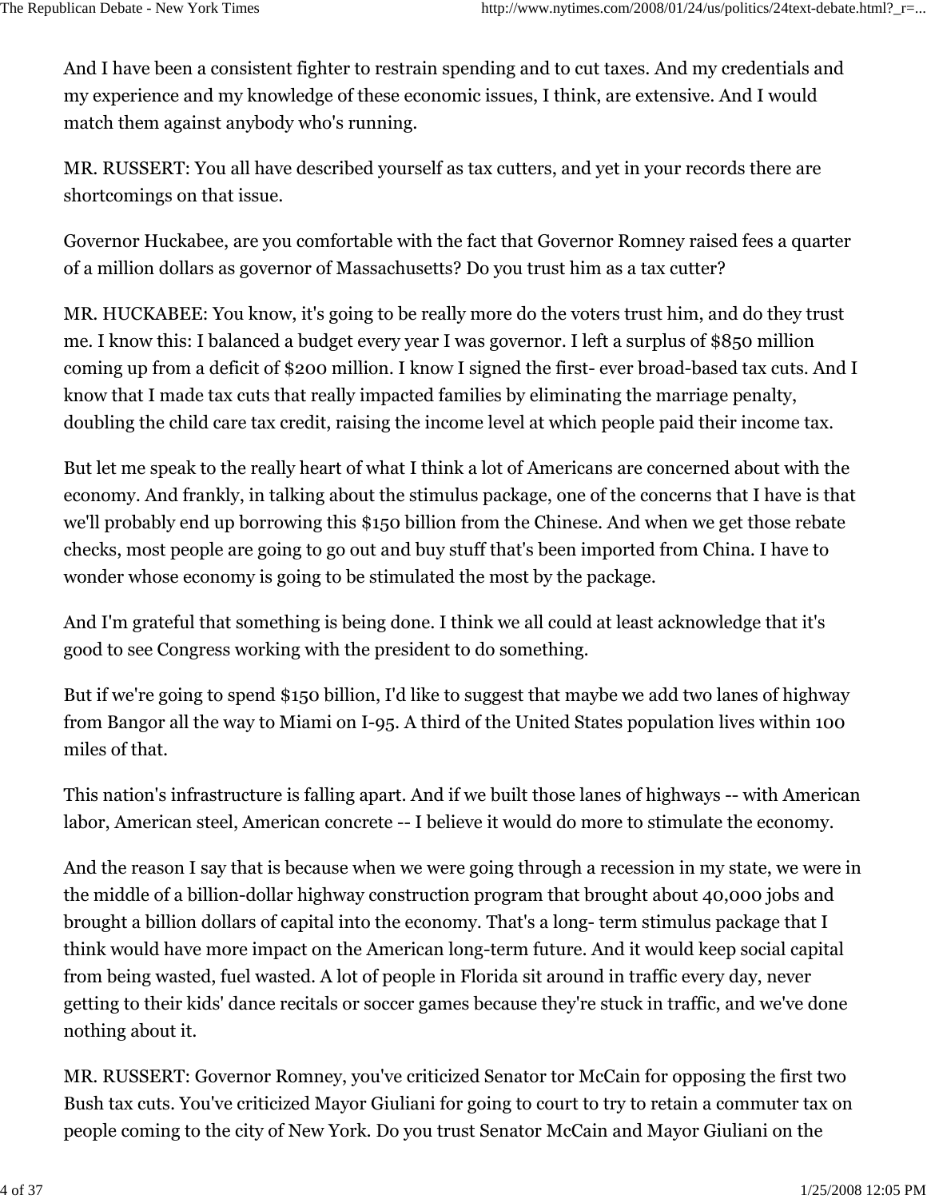And I have been a consistent fighter to restrain spending and to cut taxes. And my credentials and my experience and my knowledge of these economic issues, I think, are extensive. And I would match them against anybody who's running.

MR. RUSSERT: You all have described yourself as tax cutters, and yet in your records there are shortcomings on that issue.

Governor Huckabee, are you comfortable with the fact that Governor Romney raised fees a quarter of a million dollars as governor of Massachusetts? Do you trust him as a tax cutter?

MR. HUCKABEE: You know, it's going to be really more do the voters trust him, and do they trust me. I know this: I balanced a budget every year I was governor. I left a surplus of $850 million coming up from a deficit of $200 million. I know I signed the first- ever broad-based tax cuts. And I know that I made tax cuts that really impacted families by eliminating the marriage penalty, doubling the child care tax credit, raising the income level at which people paid their income tax.

But let me speak to the really heart of what I think a lot of Americans are concerned about with the economy. And frankly, in talking about the stimulus package, one of the concerns that I have is that we'll probably end up borrowing this $150 billion from the Chinese. And when we get those rebate checks, most people are going to go out and buy stuff that's been imported from China. I have to wonder whose economy is going to be stimulated the most by the package.

And I'm grateful that something is being done. I think we all could at least acknowledge that it's good to see Congress working with the president to do something.

But if we're going to spend $150 billion, I'd like to suggest that maybe we add two lanes of highway from Bangor all the way to Miami on I-95. A third of the United States population lives within 100 miles of that.

This nation's infrastructure is falling apart. And if we built those lanes of highways -- with American labor, American steel, American concrete -- I believe it would do more to stimulate the economy.

And the reason I say that is because when we were going through a recession in my state, we were in the middle of a billion-dollar highway construction program that brought about 40,000 jobs and brought a billion dollars of capital into the economy. That's a long- term stimulus package that I think would have more impact on the American long-term future. And it would keep social capital from being wasted, fuel wasted. A lot of people in Florida sit around in traffic every day, never getting to their kids' dance recitals or soccer games because they're stuck in traffic, and we've done nothing about it.

MR. RUSSERT: Governor Romney, you've criticized Senator tor McCain for opposing the first two Bush tax cuts. You've criticized Mayor Giuliani for going to court to try to retain a commuter tax on people coming to the city of New York. Do you trust Senator McCain and Mayor Giuliani on the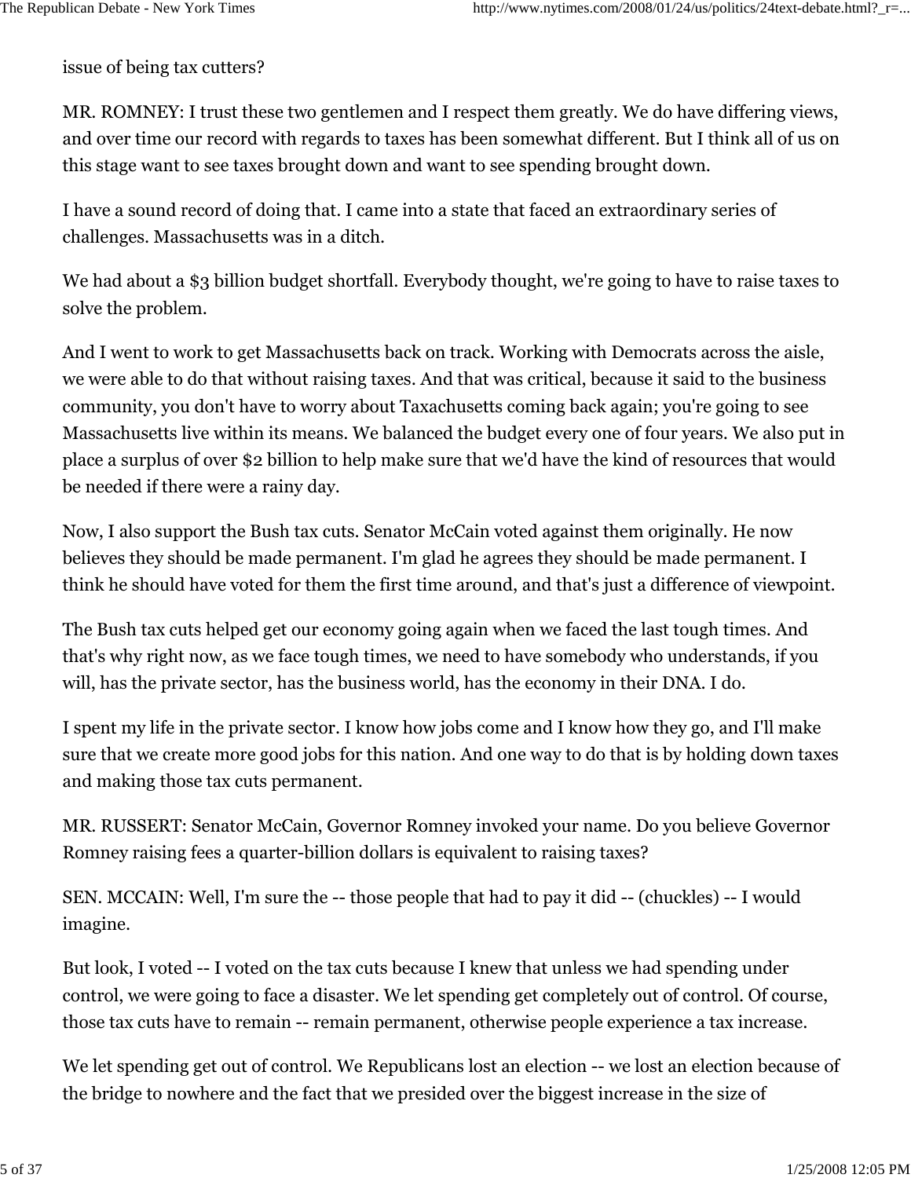issue of being tax cutters?

MR. ROMNEY: I trust these two gentlemen and I respect them greatly. We do have differing views, and over time our record with regards to taxes has been somewhat different. But I think all of us on this stage want to see taxes brought down and want to see spending brought down.

I have a sound record of doing that. I came into a state that faced an extraordinary series of challenges. Massachusetts was in a ditch.

We had about a $3 billion budget shortfall. Everybody thought, we're going to have to raise taxes to solve the problem.

And I went to work to get Massachusetts back on track. Working with Democrats across the aisle, we were able to do that without raising taxes. And that was critical, because it said to the business community, you don't have to worry about Taxachusetts coming back again; you're going to see Massachusetts live within its means. We balanced the budget every one of four years. We also put in place a surplus of over $2 billion to help make sure that we'd have the kind of resources that would be needed if there were a rainy day.

Now, I also support the Bush tax cuts. Senator McCain voted against them originally. He now believes they should be made permanent. I'm glad he agrees they should be made permanent. I think he should have voted for them the first time around, and that's just a difference of viewpoint.

The Bush tax cuts helped get our economy going again when we faced the last tough times. And that's why right now, as we face tough times, we need to have somebody who understands, if you will, has the private sector, has the business world, has the economy in their DNA. I do.

I spent my life in the private sector. I know how jobs come and I know how they go, and I'll make sure that we create more good jobs for this nation. And one way to do that is by holding down taxes and making those tax cuts permanent.

MR. RUSSERT: Senator McCain, Governor Romney invoked your name. Do you believe Governor Romney raising fees a quarter-billion dollars is equivalent to raising taxes?

SEN. MCCAIN: Well, I'm sure the -- those people that had to pay it did -- (chuckles) -- I would imagine.

But look, I voted -- I voted on the tax cuts because I knew that unless we had spending under control, we were going to face a disaster. We let spending get completely out of control. Of course, those tax cuts have to remain -- remain permanent, otherwise people experience a tax increase.

We let spending get out of control. We Republicans lost an election -- we lost an election because of the bridge to nowhere and the fact that we presided over the biggest increase in the size of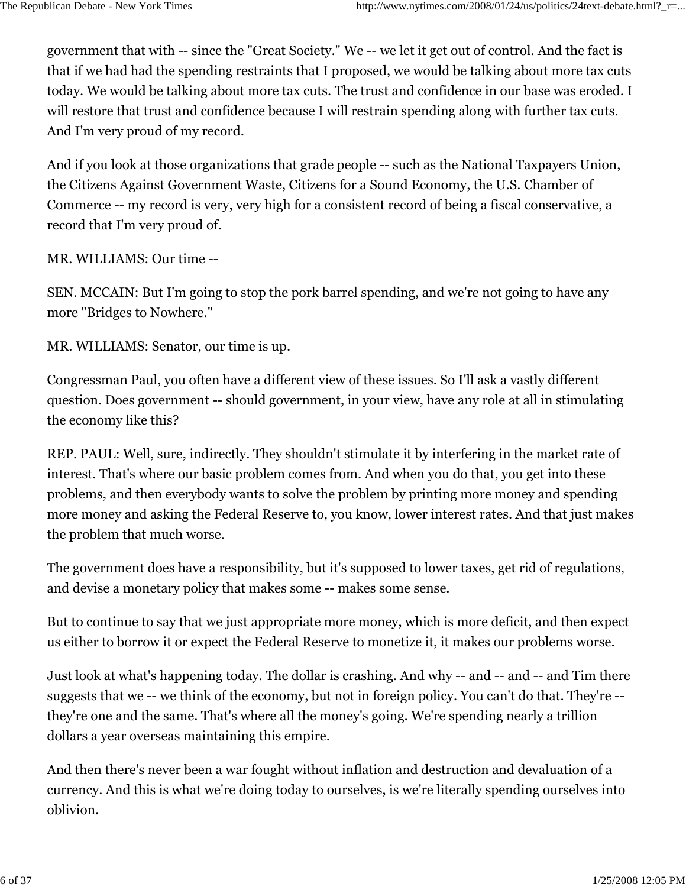government that with -- since the "Great Society." We -- we let it get out of control. And the fact is that if we had had the spending restraints that I proposed, we would be talking about more tax cuts today. We would be talking about more tax cuts. The trust and confidence in our base was eroded. I will restore that trust and confidence because I will restrain spending along with further tax cuts. And I'm very proud of my record.

And if you look at those organizations that grade people -- such as the National Taxpayers Union, the Citizens Against Government Waste, Citizens for a Sound Economy, the U.S. Chamber of Commerce -- my record is very, very high for a consistent record of being a fiscal conservative, a record that I'm very proud of.

MR. WILLIAMS: Our time --

SEN. MCCAIN: But I'm going to stop the pork barrel spending, and we're not going to have any more "Bridges to Nowhere."

MR. WILLIAMS: Senator, our time is up.

Congressman Paul, you often have a different view of these issues. So I'll ask a vastly different question. Does government -- should government, in your view, have any role at all in stimulating the economy like this?

REP. PAUL: Well, sure, indirectly. They shouldn't stimulate it by interfering in the market rate of interest. That's where our basic problem comes from. And when you do that, you get into these problems, and then everybody wants to solve the problem by printing more money and spending more money and asking the Federal Reserve to, you know, lower interest rates. And that just makes the problem that much worse.

The government does have a responsibility, but it's supposed to lower taxes, get rid of regulations, and devise a monetary policy that makes some -- makes some sense.

But to continue to say that we just appropriate more money, which is more deficit, and then expect us either to borrow it or expect the Federal Reserve to monetize it, it makes our problems worse.

Just look at what's happening today. The dollar is crashing. And why -- and -- and -- and Tim there suggests that we -- we think of the economy, but not in foreign policy. You can't do that. They're -- they're one and the same. That's where all the money's going. We're spending nearly a trillion dollars a year overseas maintaining this empire.

And then there's never been a war fought without inflation and destruction and devaluation of a currency. And this is what we're doing today to ourselves, is we're literally spending ourselves into oblivion.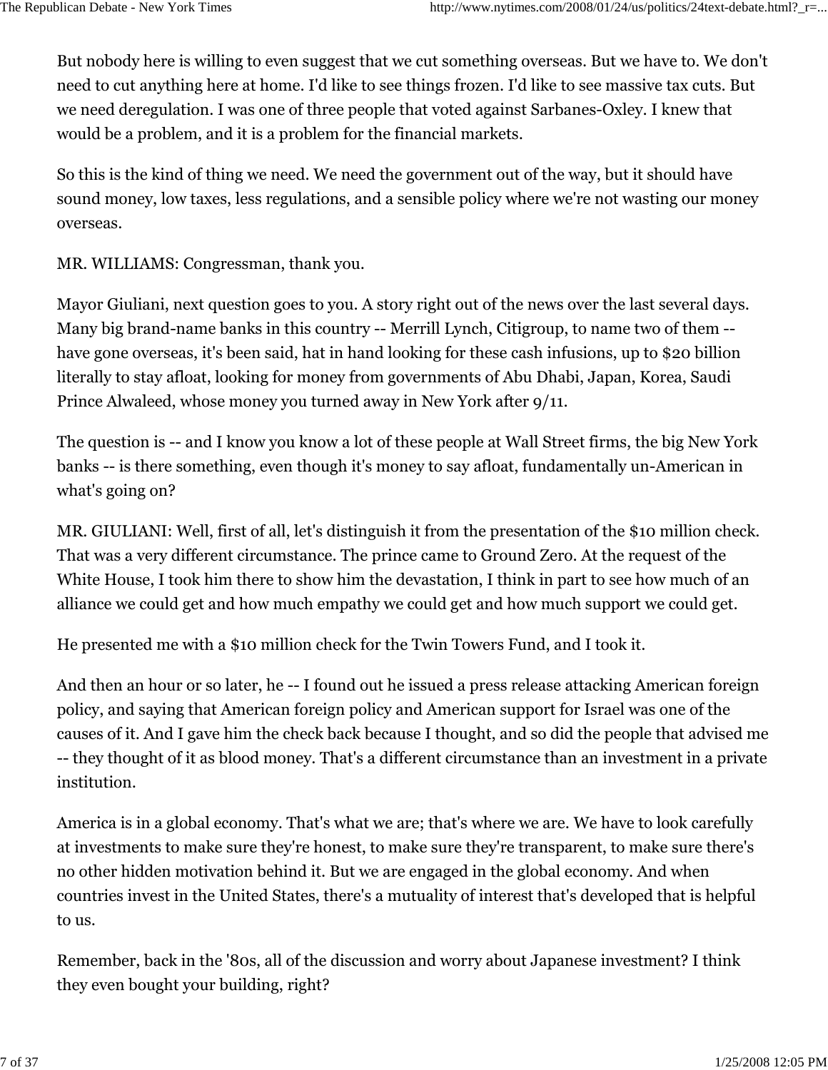But nobody here is willing to even suggest that we cut something overseas. But we have to. We don't need to cut anything here at home. I'd like to see things frozen. I'd like to see massive tax cuts. But we need deregulation. I was one of three people that voted against Sarbanes-Oxley. I knew that would be a problem, and it is a problem for the financial markets.

So this is the kind of thing we need. We need the government out of the way, but it should have sound money, low taxes, less regulations, and a sensible policy where we're not wasting our money overseas.

MR. WILLIAMS: Congressman, thank you.

Mayor Giuliani, next question goes to you. A story right out of the news over the last several days. Many big brand-name banks in this country -- Merrill Lynch, Citigroup, to name two of them -- have gone overseas, it's been said, hat in hand looking for these cash infusions, up to $20 billion literally to stay afloat, looking for money from governments of Abu Dhabi, Japan, Korea, Saudi Prince Alwaleed, whose money you turned away in New York after 9/11.

The question is -- and I know you know a lot of these people at Wall Street firms, the big New York banks -- is there something, even though it's money to say afloat, fundamentally un-American in what's going on?

MR. GIULIANI: Well, first of all, let's distinguish it from the presentation of the $10 million check. That was a very different circumstance. The prince came to Ground Zero. At the request of the White House, I took him there to show him the devastation, I think in part to see how much of an alliance we could get and how much empathy we could get and how much support we could get.

He presented me with a $10 million check for the Twin Towers Fund, and I took it.

And then an hour or so later, he -- I found out he issued a press release attacking American foreign policy, and saying that American foreign policy and American support for Israel was one of the causes of it. And I gave him the check back because I thought, and so did the people that advised me -- they thought of it as blood money. That's a different circumstance than an investment in a private institution.

America is in a global economy. That's what we are; that's where we are. We have to look carefully at investments to make sure they're honest, to make sure they're transparent, to make sure there's no other hidden motivation behind it. But we are engaged in the global economy. And when countries invest in the United States, there's a mutuality of interest that's developed that is helpful to us.

Remember, back in the '80s, all of the discussion and worry about Japanese investment? I think they even bought your building, right?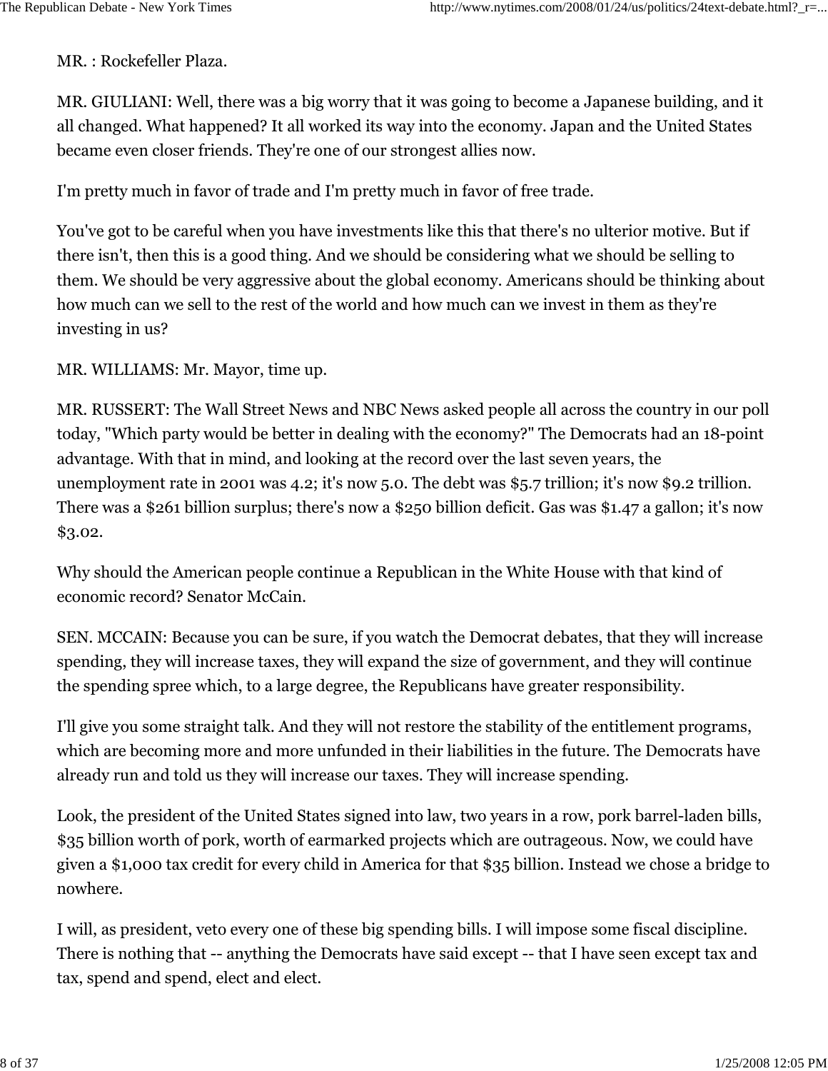MR. : Rockefeller Plaza.

MR. GIULIANI: Well, there was a big worry that it was going to become a Japanese building, and it all changed. What happened? It all worked its way into the economy. Japan and the United States became even closer friends. They're one of our strongest allies now.

I'm pretty much in favor of trade and I'm pretty much in favor of free trade.

You've got to be careful when you have investments like this that there's no ulterior motive. But if there isn't, then this is a good thing. And we should be considering what we should be selling to them. We should be very aggressive about the global economy. Americans should be thinking about how much can we sell to the rest of the world and how much can we invest in them as they're investing in us?

MR. WILLIAMS: Mr. Mayor, time up.

MR. RUSSERT: The Wall Street News and NBC News asked people all across the country in our poll today, "Which party would be better in dealing with the economy?" The Democrats had an 18-point advantage. With that in mind, and looking at the record over the last seven years, the unemployment rate in 2001 was 4.2; it's now 5.0. The debt was $5.7 trillion; it's now $9.2 trillion. There was a $261 billion surplus; there's now a $250 billion deficit. Gas was $1.47 a gallon; it's now $3.02.

Why should the American people continue a Republican in the White House with that kind of economic record? Senator McCain.

SEN. MCCAIN: Because you can be sure, if you watch the Democrat debates, that they will increase spending, they will increase taxes, they will expand the size of government, and they will continue the spending spree which, to a large degree, the Republicans have greater responsibility.

I'll give you some straight talk. And they will not restore the stability of the entitlement programs, which are becoming more and more unfunded in their liabilities in the future. The Democrats have already run and told us they will increase our taxes. They will increase spending.

Look, the president of the United States signed into law, two years in a row, pork barrel-laden bills, $35 billion worth of pork, worth of earmarked projects which are outrageous. Now, we could have given a $1,000 tax credit for every child in America for that $35 billion. Instead we chose a bridge to nowhere.

I will, as president, veto every one of these big spending bills. I will impose some fiscal discipline. There is nothing that -- anything the Democrats have said except -- that I have seen except tax and tax, spend and spend, elect and elect.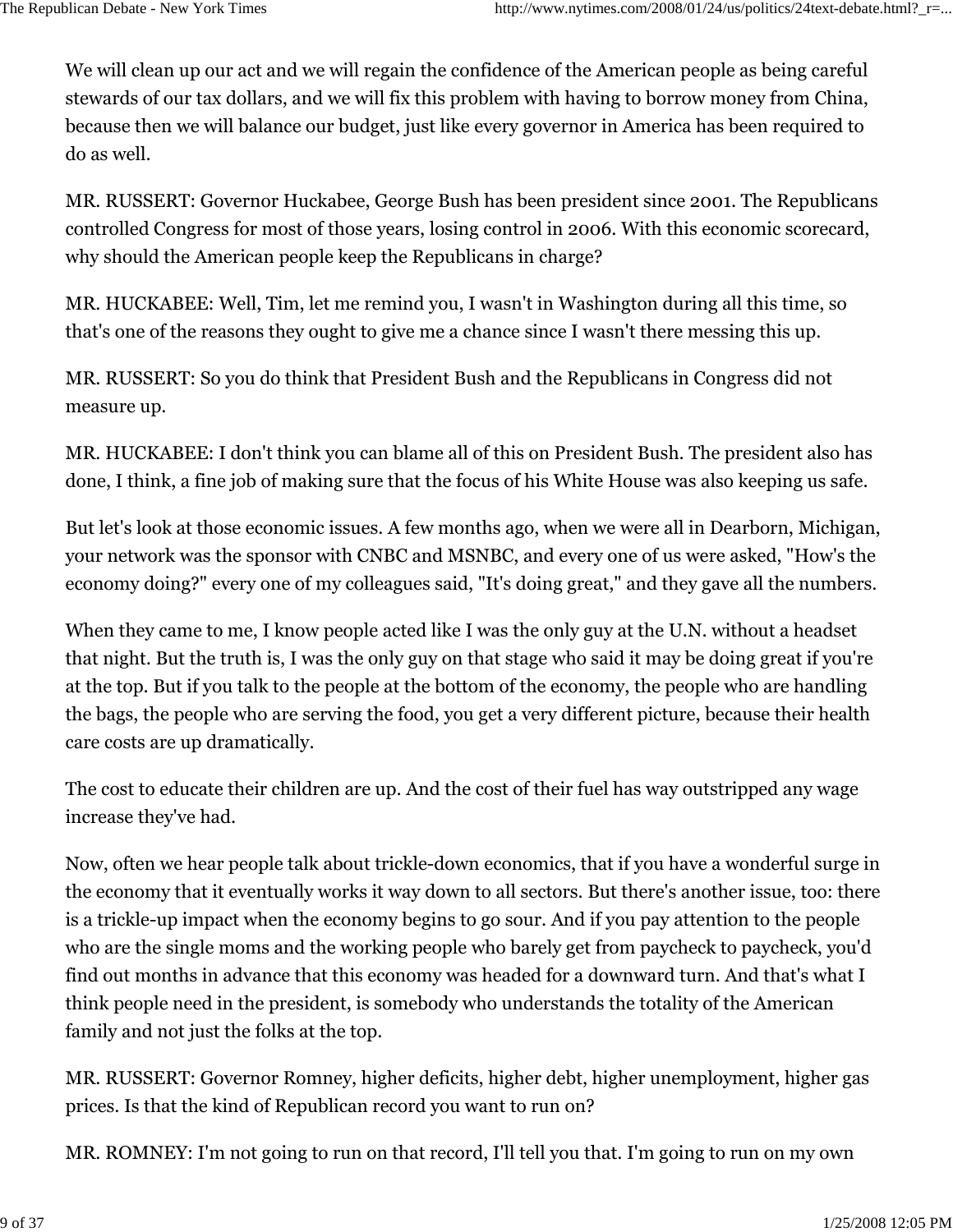We will clean up our act and we will regain the confidence of the American people as being careful stewards of our tax dollars, and we will fix this problem with having to borrow money from China, because then we will balance our budget, just like every governor in America has been required to do as well.

MR. RUSSERT: Governor Huckabee, George Bush has been president since 2001. The Republicans controlled Congress for most of those years, losing control in 2006. With this economic scorecard, why should the American people keep the Republicans in charge?

MR. HUCKABEE: Well, Tim, let me remind you, I wasn't in Washington during all this time, so that's one of the reasons they ought to give me a chance since I wasn't there messing this up.

MR. RUSSERT: So you do think that President Bush and the Republicans in Congress did not measure up.

MR. HUCKABEE: I don't think you can blame all of this on President Bush. The president also has done, I think, a fine job of making sure that the focus of his White House was also keeping us safe.

But let's look at those economic issues. A few months ago, when we were all in Dearborn, Michigan, your network was the sponsor with CNBC and MSNBC, and every one of us were asked, "How's the economy doing?" every one of my colleagues said, "It's doing great," and they gave all the numbers.

When they came to me, I know people acted like I was the only guy at the U.N. without a headset that night. But the truth is, I was the only guy on that stage who said it may be doing great if you're at the top. But if you talk to the people at the bottom of the economy, the people who are handling the bags, the people who are serving the food, you get a very different picture, because their health care costs are up dramatically.

The cost to educate their children are up. And the cost of their fuel has way outstripped any wage increase they've had.

Now, often we hear people talk about trickle-down economics, that if you have a wonderful surge in the economy that it eventually works it way down to all sectors. But there's another issue, too: there is a trickle-up impact when the economy begins to go sour. And if you pay attention to the people who are the single moms and the working people who barely get from paycheck to paycheck, you'd find out months in advance that this economy was headed for a downward turn. And that's what I think people need in the president, is somebody who understands the totality of the American family and not just the folks at the top.

MR. RUSSERT: Governor Romney, higher deficits, higher debt, higher unemployment, higher gas prices. Is that the kind of Republican record you want to run on?

MR. ROMNEY: I'm not going to run on that record, I'll tell you that. I'm going to run on my own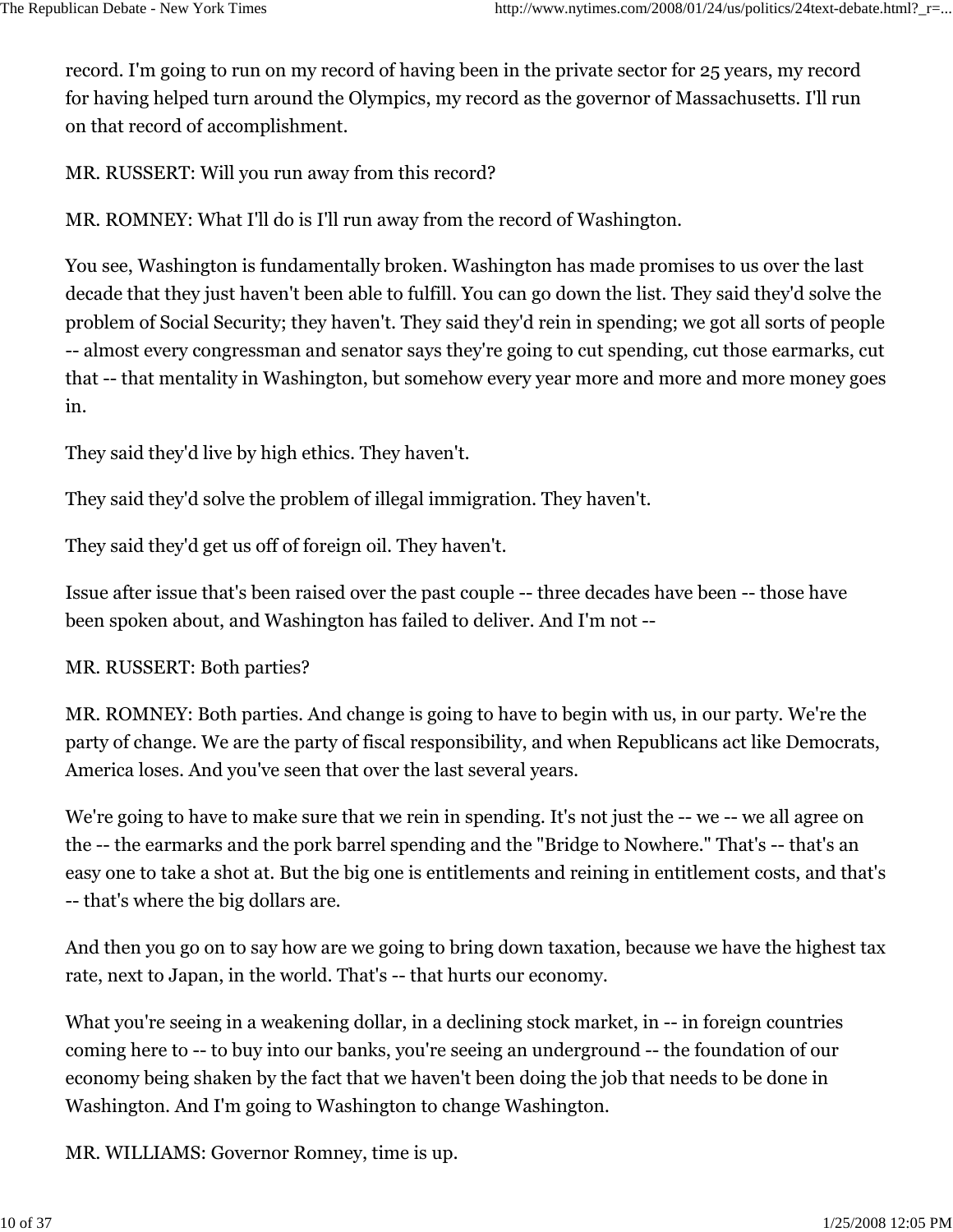record. I'm going to run on my record of having been in the private sector for 25 years, my record for having helped turn around the Olympics, my record as the governor of Massachusetts. I'll run on that record of accomplishment.

MR. RUSSERT: Will you run away from this record?

MR. ROMNEY: What I'll do is I'll run away from the record of Washington.

You see, Washington is fundamentally broken. Washington has made promises to us over the last decade that they just haven't been able to fulfill. You can go down the list. They said they'd solve the problem of Social Security; they haven't. They said they'd rein in spending; we got all sorts of people -- almost every congressman and senator says they're going to cut spending, cut those earmarks, cut that -- that mentality in Washington, but somehow every year more and more and more money goes in.

They said they'd live by high ethics. They haven't.

They said they'd solve the problem of illegal immigration. They haven't.

They said they'd get us off of foreign oil. They haven't.

Issue after issue that's been raised over the past couple -- three decades have been -- those have been spoken about, and Washington has failed to deliver. And I'm not --

MR. RUSSERT: Both parties?

MR. ROMNEY: Both parties. And change is going to have to begin with us, in our party. We're the party of change. We are the party of fiscal responsibility, and when Republicans act like Democrats, America loses. And you've seen that over the last several years.

We're going to have to make sure that we rein in spending. It's not just the -- we -- we all agree on the -- the earmarks and the pork barrel spending and the "Bridge to Nowhere." That's -- that's an easy one to take a shot at. But the big one is entitlements and reining in entitlement costs, and that's -- that's where the big dollars are.

And then you go on to say how are we going to bring down taxation, because we have the highest tax rate, next to Japan, in the world. That's -- that hurts our economy.

What you're seeing in a weakening dollar, in a declining stock market, in -- in foreign countries coming here to -- to buy into our banks, you're seeing an underground -- the foundation of our economy being shaken by the fact that we haven't been doing the job that needs to be done in Washington. And I'm going to Washington to change Washington.

MR. WILLIAMS: Governor Romney, time is up.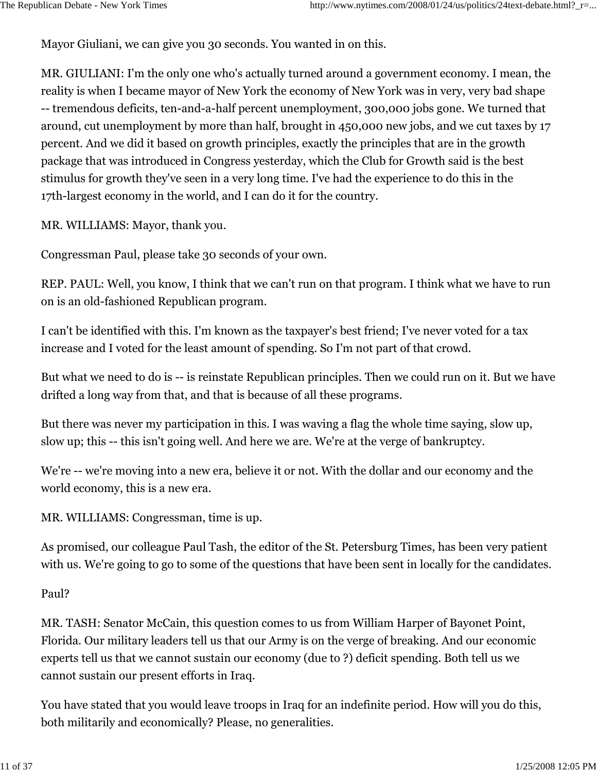Mayor Giuliani, we can give you 30 seconds. You wanted in on this.

MR. GIULIANI: I'm the only one who's actually turned around a government economy. I mean, the reality is when I became mayor of New York the economy of New York was in very, very bad shape -- tremendous deficits, ten-and-a-half percent unemployment, 300,000 jobs gone. We turned that around, cut unemployment by more than half, brought in 450,000 new jobs, and we cut taxes by 17 percent. And we did it based on growth principles, exactly the principles that are in the growth package that was introduced in Congress yesterday, which the Club for Growth said is the best stimulus for growth they've seen in a very long time. I've had the experience to do this in the 17th-largest economy in the world, and I can do it for the country.

MR. WILLIAMS: Mayor, thank you.

Congressman Paul, please take 30 seconds of your own.

REP. PAUL: Well, you know, I think that we can't run on that program. I think what we have to run on is an old-fashioned Republican program.

I can't be identified with this. I'm known as the taxpayer's best friend; I've never voted for a tax increase and I voted for the least amount of spending. So I'm not part of that crowd.

But what we need to do is -- is reinstate Republican principles. Then we could run on it. But we have drifted a long way from that, and that is because of all these programs.

But there was never my participation in this. I was waving a flag the whole time saying, slow up, slow up; this -- this isn't going well. And here we are. We're at the verge of bankruptcy.

We're -- we're moving into a new era, believe it or not. With the dollar and our economy and the world economy, this is a new era.

MR. WILLIAMS: Congressman, time is up.

As promised, our colleague Paul Tash, the editor of the St. Petersburg Times, has been very patient with us. We're going to go to some of the questions that have been sent in locally for the candidates.

Paul?

MR. TASH: Senator McCain, this question comes to us from William Harper of Bayonet Point, Florida. Our military leaders tell us that our Army is on the verge of breaking. And our economic experts tell us that we cannot sustain our economy (due to ?) deficit spending. Both tell us we cannot sustain our present efforts in Iraq.

You have stated that you would leave troops in Iraq for an indefinite period. How will you do this, both militarily and economically? Please, no generalities.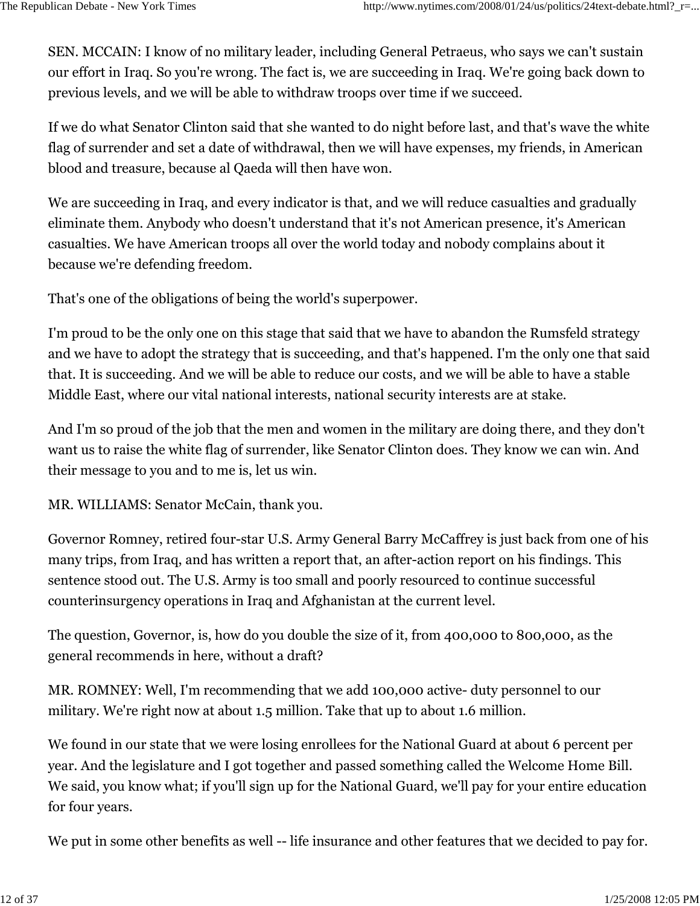SEN. MCCAIN: I know of no military leader, including General Petraeus, who says we can't sustain our effort in Iraq. So you're wrong. The fact is, we are succeeding in Iraq. We're going back down to previous levels, and we will be able to withdraw troops over time if we succeed.

If we do what Senator Clinton said that she wanted to do night before last, and that's wave the white flag of surrender and set a date of withdrawal, then we will have expenses, my friends, in American blood and treasure, because al Qaeda will then have won.

We are succeeding in Iraq, and every indicator is that, and we will reduce casualties and gradually eliminate them. Anybody who doesn't understand that it's not American presence, it's American casualties. We have American troops all over the world today and nobody complains about it because we're defending freedom.

That's one of the obligations of being the world's superpower.

I'm proud to be the only one on this stage that said that we have to abandon the Rumsfeld strategy and we have to adopt the strategy that is succeeding, and that's happened. I'm the only one that said that. It is succeeding. And we will be able to reduce our costs, and we will be able to have a stable Middle East, where our vital national interests, national security interests are at stake.

And I'm so proud of the job that the men and women in the military are doing there, and they don't want us to raise the white flag of surrender, like Senator Clinton does. They know we can win. And their message to you and to me is, let us win.

MR. WILLIAMS: Senator McCain, thank you.

Governor Romney, retired four-star U.S. Army General Barry McCaffrey is just back from one of his many trips, from Iraq, and has written a report that, an after-action report on his findings. This sentence stood out. The U.S. Army is too small and poorly resourced to continue successful counterinsurgency operations in Iraq and Afghanistan at the current level.

The question, Governor, is, how do you double the size of it, from 400,000 to 800,000, as the general recommends in here, without a draft?

MR. ROMNEY: Well, I'm recommending that we add 100,000 active- duty personnel to our military. We're right now at about 1.5 million. Take that up to about 1.6 million.

We found in our state that we were losing enrollees for the National Guard at about 6 percent per year. And the legislature and I got together and passed something called the Welcome Home Bill. We said, you know what; if you'll sign up for the National Guard, we'll pay for your entire education for four years.

We put in some other benefits as well -- life insurance and other features that we decided to pay for.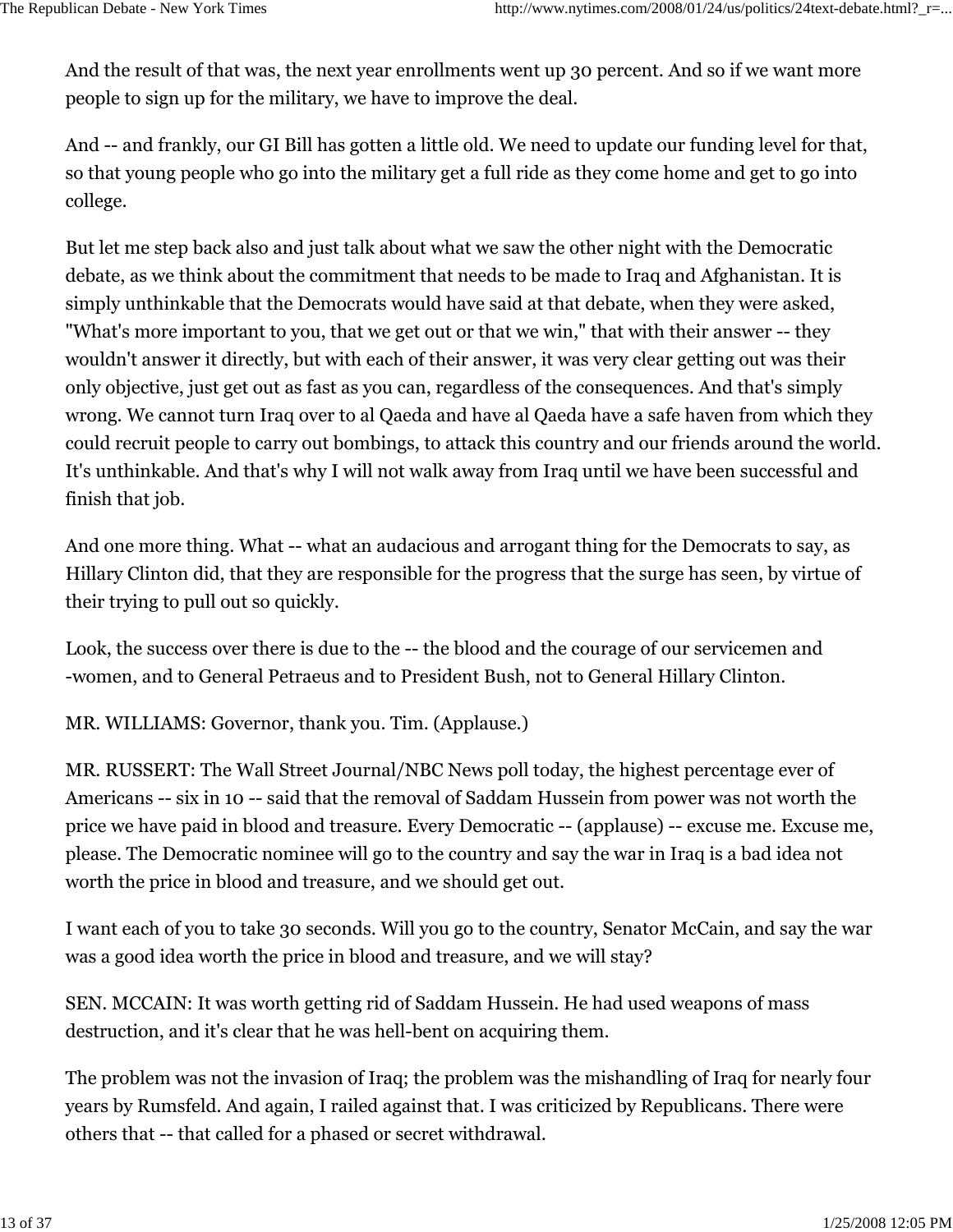And the result of that was, the next year enrollments went up 30 percent. And so if we want more people to sign up for the military, we have to improve the deal.

And -- and frankly, our GI Bill has gotten a little old. We need to update our funding level for that, so that young people who go into the military get a full ride as they come home and get to go into college.

But let me step back also and just talk about what we saw the other night with the Democratic debate, as we think about the commitment that needs to be made to Iraq and Afghanistan. It is simply unthinkable that the Democrats would have said at that debate, when they were asked, "What's more important to you, that we get out or that we win," that with their answer -- they wouldn't answer it directly, but with each of their answer, it was very clear getting out was their only objective, just get out as fast as you can, regardless of the consequences. And that's simply wrong. We cannot turn Iraq over to al Qaeda and have al Qaeda have a safe haven from which they could recruit people to carry out bombings, to attack this country and our friends around the world. It's unthinkable. And that's why I will not walk away from Iraq until we have been successful and finish that job.

And one more thing. What -- what an audacious and arrogant thing for the Democrats to say, as Hillary Clinton did, that they are responsible for the progress that the surge has seen, by virtue of their trying to pull out so quickly.

Look, the success over there is due to the -- the blood and the courage of our servicemen and -women, and to General Petraeus and to President Bush, not to General Hillary Clinton.

MR. WILLIAMS: Governor, thank you. Tim. (Applause.)

MR. RUSSERT: The Wall Street Journal/NBC News poll today, the highest percentage ever of Americans -- six in 10 -- said that the removal of Saddam Hussein from power was not worth the price we have paid in blood and treasure. Every Democratic -- (applause) -- excuse me. Excuse me, please. The Democratic nominee will go to the country and say the war in Iraq is a bad idea not worth the price in blood and treasure, and we should get out.

I want each of you to take 30 seconds. Will you go to the country, Senator McCain, and say the war was a good idea worth the price in blood and treasure, and we will stay?

SEN. MCCAIN: It was worth getting rid of Saddam Hussein. He had used weapons of mass destruction, and it's clear that he was hell-bent on acquiring them.

The problem was not the invasion of Iraq; the problem was the mishandling of Iraq for nearly four years by Rumsfeld. And again, I railed against that. I was criticized by Republicans. There were others that -- that called for a phased or secret withdrawal.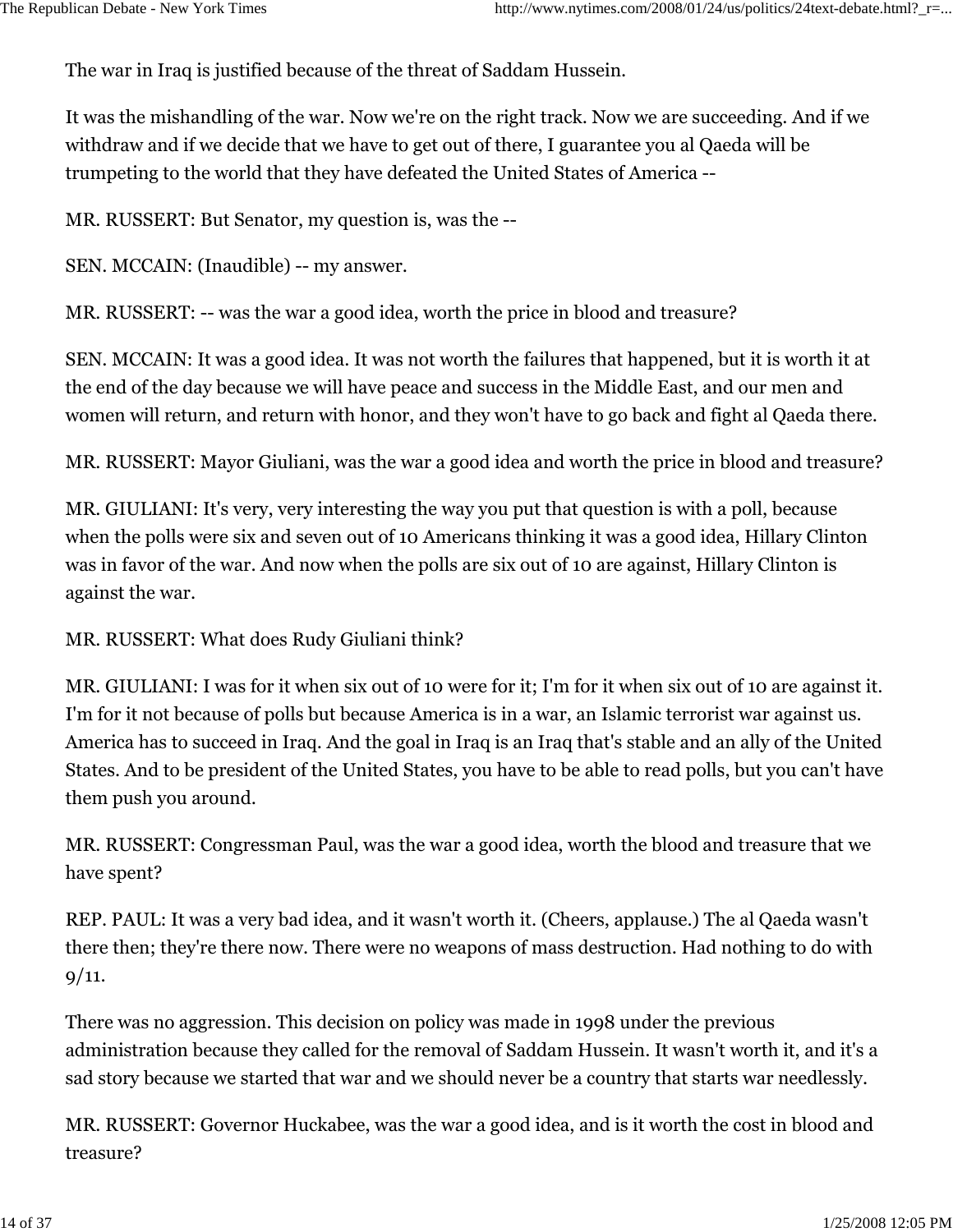The war in Iraq is justified because of the threat of Saddam Hussein.

It was the mishandling of the war. Now we're on the right track. Now we are succeeding. And if we withdraw and if we decide that we have to get out of there, I guarantee you al Qaeda will be trumpeting to the world that they have defeated the United States of America --

MR. RUSSERT: But Senator, my question is, was the --

SEN. MCCAIN: (Inaudible) -- my answer.

MR. RUSSERT: -- was the war a good idea, worth the price in blood and treasure?

SEN. MCCAIN: It was a good idea. It was not worth the failures that happened, but it is worth it at the end of the day because we will have peace and success in the Middle East, and our men and women will return, and return with honor, and they won't have to go back and fight al Qaeda there.

MR. RUSSERT: Mayor Giuliani, was the war a good idea and worth the price in blood and treasure?

MR. GIULIANI: It's very, very interesting the way you put that question is with a poll, because when the polls were six and seven out of 10 Americans thinking it was a good idea, Hillary Clinton was in favor of the war. And now when the polls are six out of 10 are against, Hillary Clinton is against the war.

MR. RUSSERT: What does Rudy Giuliani think?

MR. GIULIANI: I was for it when six out of 10 were for it; I'm for it when six out of 10 are against it. I'm for it not because of polls but because America is in a war, an Islamic terrorist war against us. America has to succeed in Iraq. And the goal in Iraq is an Iraq that's stable and an ally of the United States. And to be president of the United States, you have to be able to read polls, but you can't have them push you around.

MR. RUSSERT: Congressman Paul, was the war a good idea, worth the blood and treasure that we have spent?

REP. PAUL: It was a very bad idea, and it wasn't worth it. (Cheers, applause.) The al Qaeda wasn't there then; they're there now. There were no weapons of mass destruction. Had nothing to do with 9/11.

There was no aggression. This decision on policy was made in 1998 under the previous administration because they called for the removal of Saddam Hussein. It wasn't worth it, and it's a sad story because we started that war and we should never be a country that starts war needlessly.

MR. RUSSERT: Governor Huckabee, was the war a good idea, and is it worth the cost in blood and treasure?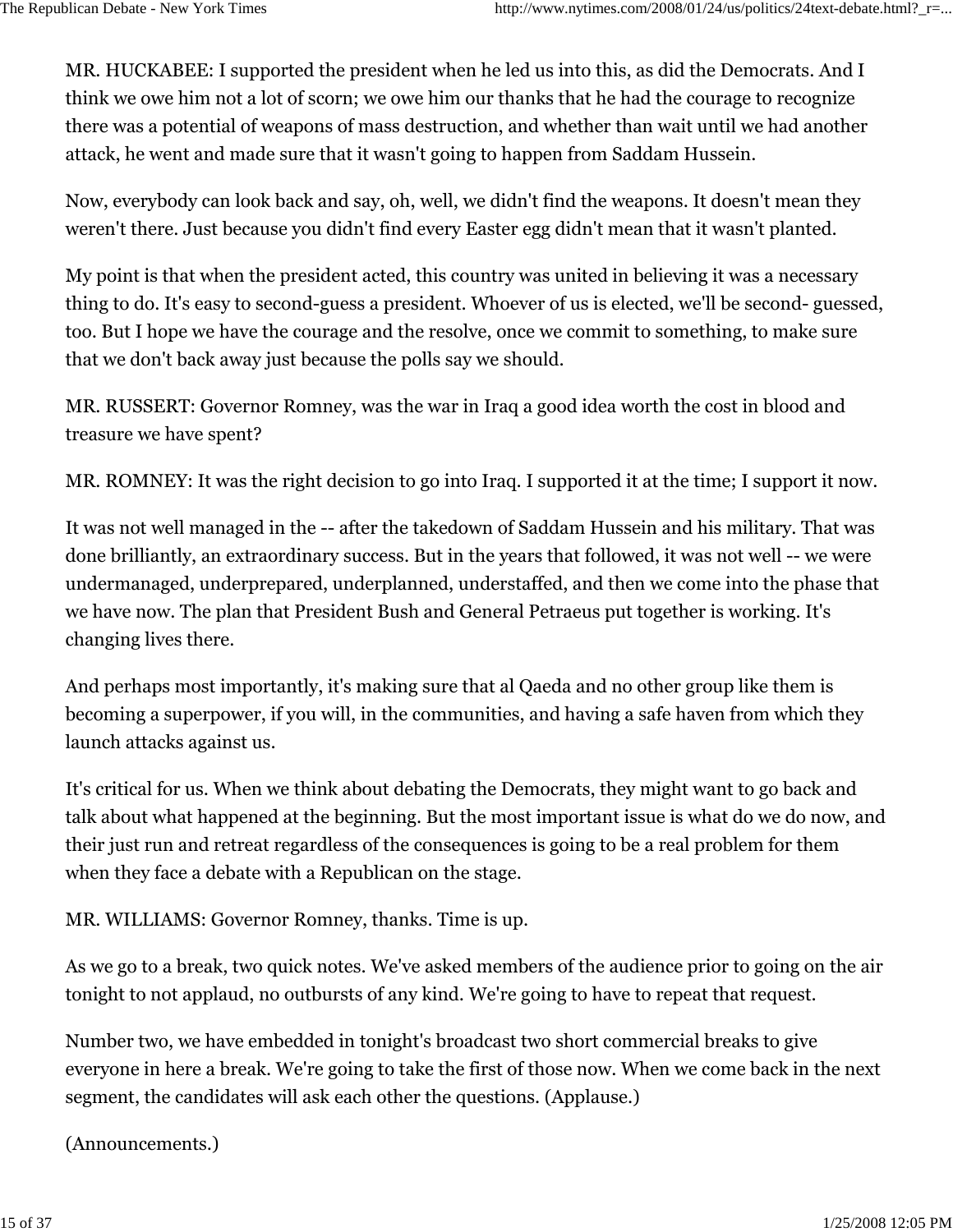MR. HUCKABEE: I supported the president when he led us into this, as did the Democrats. And I think we owe him not a lot of scorn; we owe him our thanks that he had the courage to recognize there was a potential of weapons of mass destruction, and whether than wait until we had another attack, he went and made sure that it wasn't going to happen from Saddam Hussein.

Now, everybody can look back and say, oh, well, we didn't find the weapons. It doesn't mean they weren't there. Just because you didn't find every Easter egg didn't mean that it wasn't planted.

My point is that when the president acted, this country was united in believing it was a necessary thing to do. It's easy to second-guess a president. Whoever of us is elected, we'll be second- guessed, too. But I hope we have the courage and the resolve, once we commit to something, to make sure that we don't back away just because the polls say we should.

MR. RUSSERT: Governor Romney, was the war in Iraq a good idea worth the cost in blood and treasure we have spent?

MR. ROMNEY: It was the right decision to go into Iraq. I supported it at the time; I support it now.

It was not well managed in the -- after the takedown of Saddam Hussein and his military. That was done brilliantly, an extraordinary success. But in the years that followed, it was not well -- we were undermanaged, underprepared, underplanned, understaffed, and then we come into the phase that we have now. The plan that President Bush and General Petraeus put together is working. It's changing lives there.

And perhaps most importantly, it's making sure that al Qaeda and no other group like them is becoming a superpower, if you will, in the communities, and having a safe haven from which they launch attacks against us.

It's critical for us. When we think about debating the Democrats, they might want to go back and talk about what happened at the beginning. But the most important issue is what do we do now, and their just run and retreat regardless of the consequences is going to be a real problem for them when they face a debate with a Republican on the stage.

MR. WILLIAMS: Governor Romney, thanks. Time is up.

As we go to a break, two quick notes. We've asked members of the audience prior to going on the air tonight to not applaud, no outbursts of any kind. We're going to have to repeat that request.

Number two, we have embedded in tonight's broadcast two short commercial breaks to give everyone in here a break. We're going to take the first of those now. When we come back in the next segment, the candidates will ask each other the questions. (Applause.)

(Announcements.)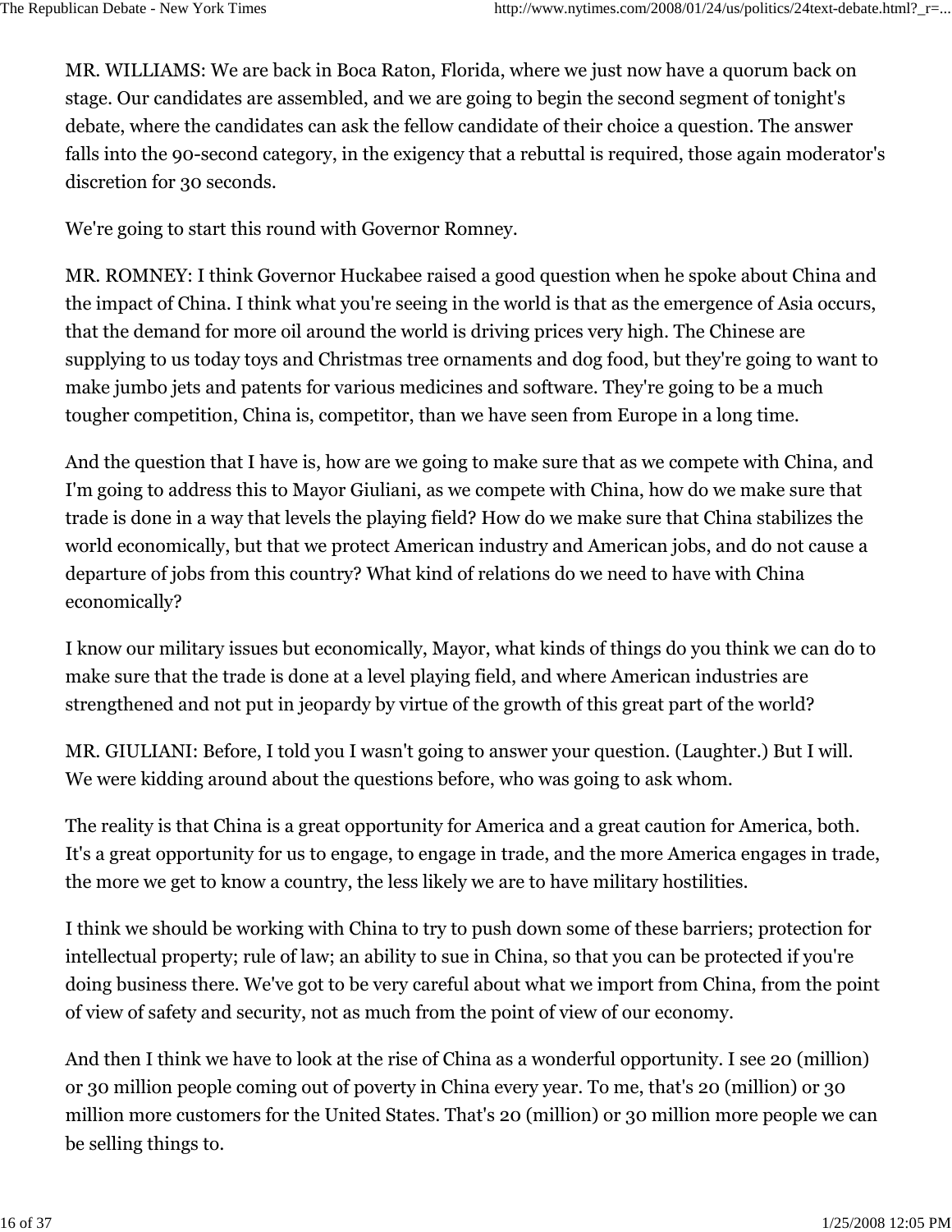MR. WILLIAMS: We are back in Boca Raton, Florida, where we just now have a quorum back on stage. Our candidates are assembled, and we are going to begin the second segment of tonight's debate, where the candidates can ask the fellow candidate of their choice a question. The answer falls into the 90-second category, in the exigency that a rebuttal is required, those again moderator's discretion for 30 seconds.

We're going to start this round with Governor Romney.

MR. ROMNEY: I think Governor Huckabee raised a good question when he spoke about China and the impact of China. I think what you're seeing in the world is that as the emergence of Asia occurs, that the demand for more oil around the world is driving prices very high. The Chinese are supplying to us today toys and Christmas tree ornaments and dog food, but they're going to want to make jumbo jets and patents for various medicines and software. They're going to be a much tougher competition, China is, competitor, than we have seen from Europe in a long time.

And the question that I have is, how are we going to make sure that as we compete with China, and I'm going to address this to Mayor Giuliani, as we compete with China, how do we make sure that trade is done in a way that levels the playing field? How do we make sure that China stabilizes the world economically, but that we protect American industry and American jobs, and do not cause a departure of jobs from this country? What kind of relations do we need to have with China economically?

I know our military issues but economically, Mayor, what kinds of things do you think we can do to make sure that the trade is done at a level playing field, and where American industries are strengthened and not put in jeopardy by virtue of the growth of this great part of the world?

MR. GIULIANI: Before, I told you I wasn't going to answer your question. (Laughter.) But I will. We were kidding around about the questions before, who was going to ask whom.

The reality is that China is a great opportunity for America and a great caution for America, both. It's a great opportunity for us to engage, to engage in trade, and the more America engages in trade, the more we get to know a country, the less likely we are to have military hostilities.

I think we should be working with China to try to push down some of these barriers; protection for intellectual property; rule of law; an ability to sue in China, so that you can be protected if you're doing business there. We've got to be very careful about what we import from China, from the point of view of safety and security, not as much from the point of view of our economy.

And then I think we have to look at the rise of China as a wonderful opportunity. I see 20 (million) or 30 million people coming out of poverty in China every year. To me, that's 20 (million) or 30 million more customers for the United States. That's 20 (million) or 30 million more people we can be selling things to.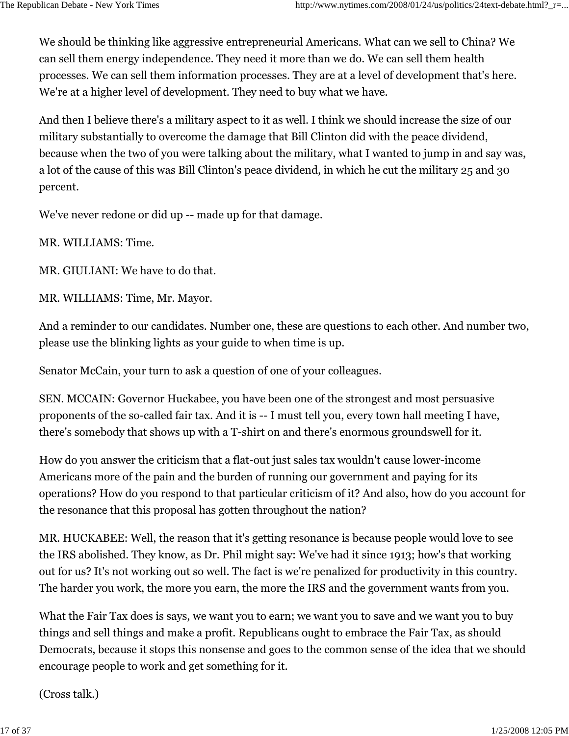We should be thinking like aggressive entrepreneurial Americans. What can we sell to China? We can sell them energy independence. They need it more than we do. We can sell them health processes. We can sell them information processes. They are at a level of development that's here. We're at a higher level of development. They need to buy what we have.

And then I believe there's a military aspect to it as well. I think we should increase the size of our military substantially to overcome the damage that Bill Clinton did with the peace dividend, because when the two of you were talking about the military, what I wanted to jump in and say was, a lot of the cause of this was Bill Clinton's peace dividend, in which he cut the military 25 and 30 percent.

We've never redone or did up -- made up for that damage.

MR. WILLIAMS: Time.

MR. GIULIANI: We have to do that.

MR. WILLIAMS: Time, Mr. Mayor.

And a reminder to our candidates. Number one, these are questions to each other. And number two, please use the blinking lights as your guide to when time is up.

Senator McCain, your turn to ask a question of one of your colleagues.

SEN. MCCAIN: Governor Huckabee, you have been one of the strongest and most persuasive proponents of the so-called fair tax. And it is -- I must tell you, every town hall meeting I have, there's somebody that shows up with a T-shirt on and there's enormous groundswell for it.

How do you answer the criticism that a flat-out just sales tax wouldn't cause lower-income Americans more of the pain and the burden of running our government and paying for its operations? How do you respond to that particular criticism of it? And also, how do you account for the resonance that this proposal has gotten throughout the nation?

MR. HUCKABEE: Well, the reason that it's getting resonance is because people would love to see the IRS abolished. They know, as Dr. Phil might say: We've had it since 1913; how's that working out for us? It's not working out so well. The fact is we're penalized for productivity in this country. The harder you work, the more you earn, the more the IRS and the government wants from you.

What the Fair Tax does is says, we want you to earn; we want you to save and we want you to buy things and sell things and make a profit. Republicans ought to embrace the Fair Tax, as should Democrats, because it stops this nonsense and goes to the common sense of the idea that we should encourage people to work and get something for it.

(Cross talk.)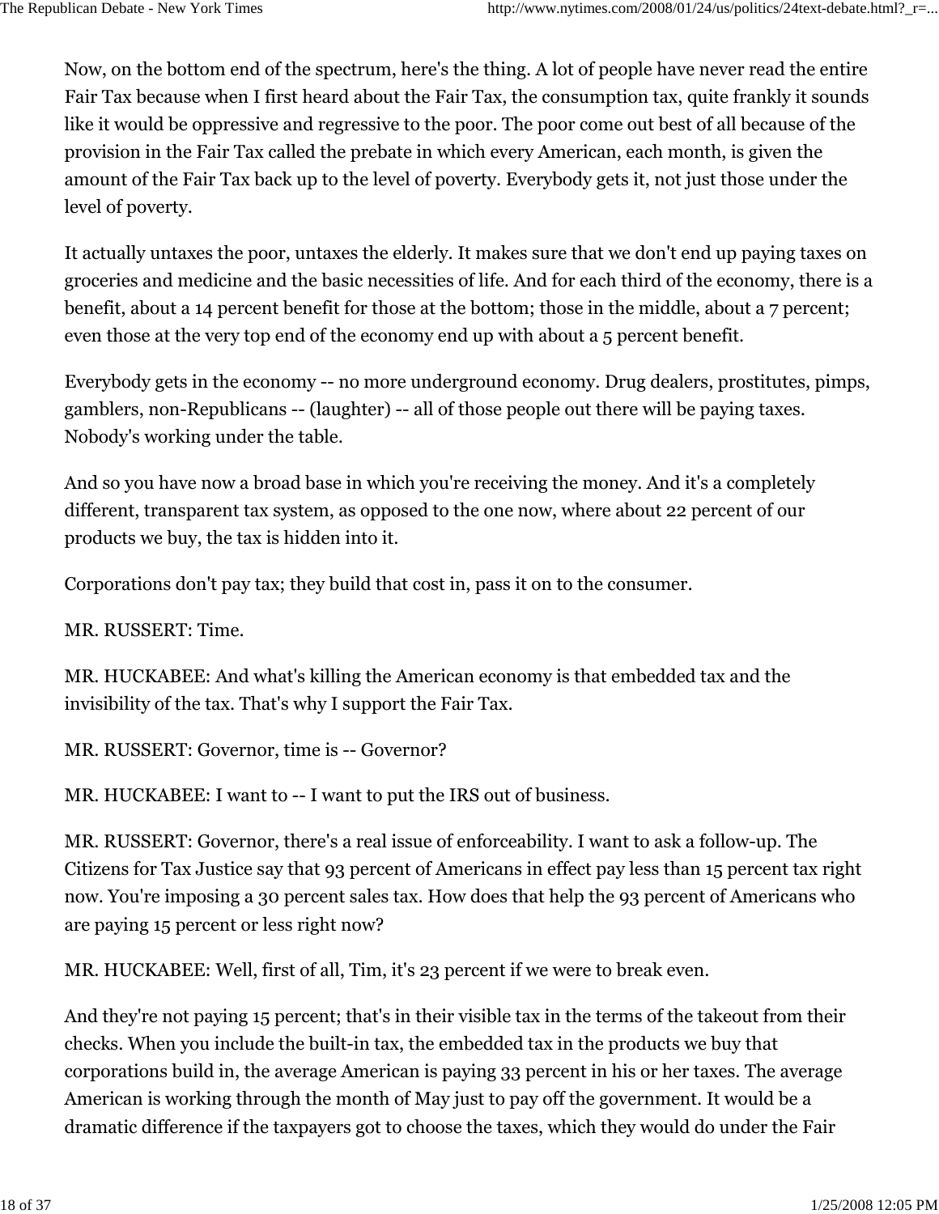Now, on the bottom end of the spectrum, here's the thing. A lot of people have never read the entire Fair Tax because when I first heard about the Fair Tax, the consumption tax, quite frankly it sounds like it would be oppressive and regressive to the poor. The poor come out best of all because of the provision in the Fair Tax called the prebate in which every American, each month, is given the amount of the Fair Tax back up to the level of poverty. Everybody gets it, not just those under the level of poverty.

It actually untaxes the poor, untaxes the elderly. It makes sure that we don't end up paying taxes on groceries and medicine and the basic necessities of life. And for each third of the economy, there is a benefit, about a 14 percent benefit for those at the bottom; those in the middle, about a 7 percent; even those at the very top end of the economy end up with about a 5 percent benefit.

Everybody gets in the economy -- no more underground economy. Drug dealers, prostitutes, pimps, gamblers, non-Republicans -- (laughter) -- all of those people out there will be paying taxes. Nobody's working under the table.

And so you have now a broad base in which you're receiving the money. And it's a completely different, transparent tax system, as opposed to the one now, where about 22 percent of our products we buy, the tax is hidden into it.

Corporations don't pay tax; they build that cost in, pass it on to the consumer.

MR. RUSSERT: Time.

MR. HUCKABEE: And what's killing the American economy is that embedded tax and the invisibility of the tax. That's why I support the Fair Tax.

MR. RUSSERT: Governor, time is -- Governor?

MR. HUCKABEE: I want to -- I want to put the IRS out of business.

MR. RUSSERT: Governor, there's a real issue of enforceability. I want to ask a follow-up. The Citizens for Tax Justice say that 93 percent of Americans in effect pay less than 15 percent tax right now. You're imposing a 30 percent sales tax. How does that help the 93 percent of Americans who are paying 15 percent or less right now?

MR. HUCKABEE: Well, first of all, Tim, it's 23 percent if we were to break even.

And they're not paying 15 percent; that's in their visible tax in the terms of the takeout from their checks. When you include the built-in tax, the embedded tax in the products we buy that corporations build in, the average American is paying 33 percent in his or her taxes. The average American is working through the month of May just to pay off the government. It would be a dramatic difference if the taxpayers got to choose the taxes, which they would do under the Fair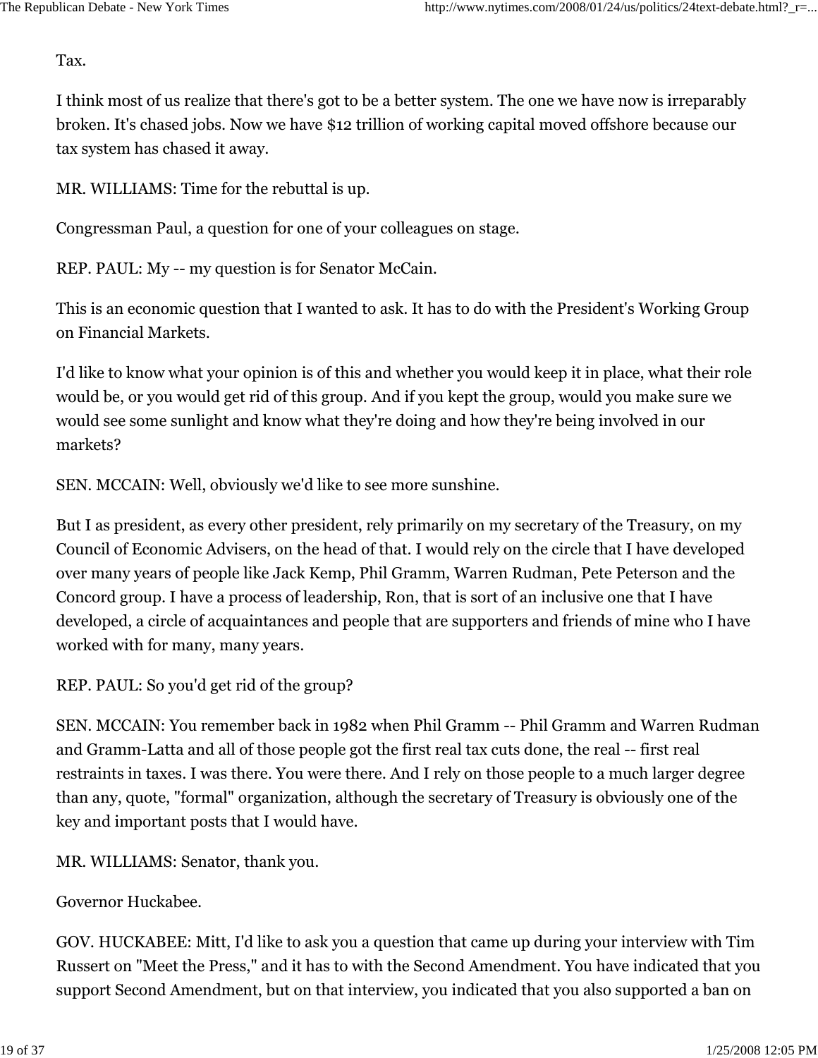Tax.

I think most of us realize that there's got to be a better system. The one we have now is irreparably broken. It's chased jobs. Now we have $12 trillion of working capital moved offshore because our tax system has chased it away.

MR. WILLIAMS: Time for the rebuttal is up.

Congressman Paul, a question for one of your colleagues on stage.

REP. PAUL: My -- my question is for Senator McCain.

This is an economic question that I wanted to ask. It has to do with the President's Working Group on Financial Markets.

I'd like to know what your opinion is of this and whether you would keep it in place, what their role would be, or you would get rid of this group. And if you kept the group, would you make sure we would see some sunlight and know what they're doing and how they're being involved in our markets?

SEN. MCCAIN: Well, obviously we'd like to see more sunshine.

But I as president, as every other president, rely primarily on my secretary of the Treasury, on my Council of Economic Advisers, on the head of that. I would rely on the circle that I have developed over many years of people like Jack Kemp, Phil Gramm, Warren Rudman, Pete Peterson and the Concord group. I have a process of leadership, Ron, that is sort of an inclusive one that I have developed, a circle of acquaintances and people that are supporters and friends of mine who I have worked with for many, many years.

REP. PAUL: So you'd get rid of the group?

SEN. MCCAIN: You remember back in 1982 when Phil Gramm -- Phil Gramm and Warren Rudman and Gramm-Latta and all of those people got the first real tax cuts done, the real -- first real restraints in taxes. I was there. You were there. And I rely on those people to a much larger degree than any, quote, "formal" organization, although the secretary of Treasury is obviously one of the key and important posts that I would have.

MR. WILLIAMS: Senator, thank you.

Governor Huckabee.

GOV. HUCKABEE: Mitt, I'd like to ask you a question that came up during your interview with Tim Russert on "Meet the Press," and it has to with the Second Amendment. You have indicated that you support Second Amendment, but on that interview, you indicated that you also supported a ban on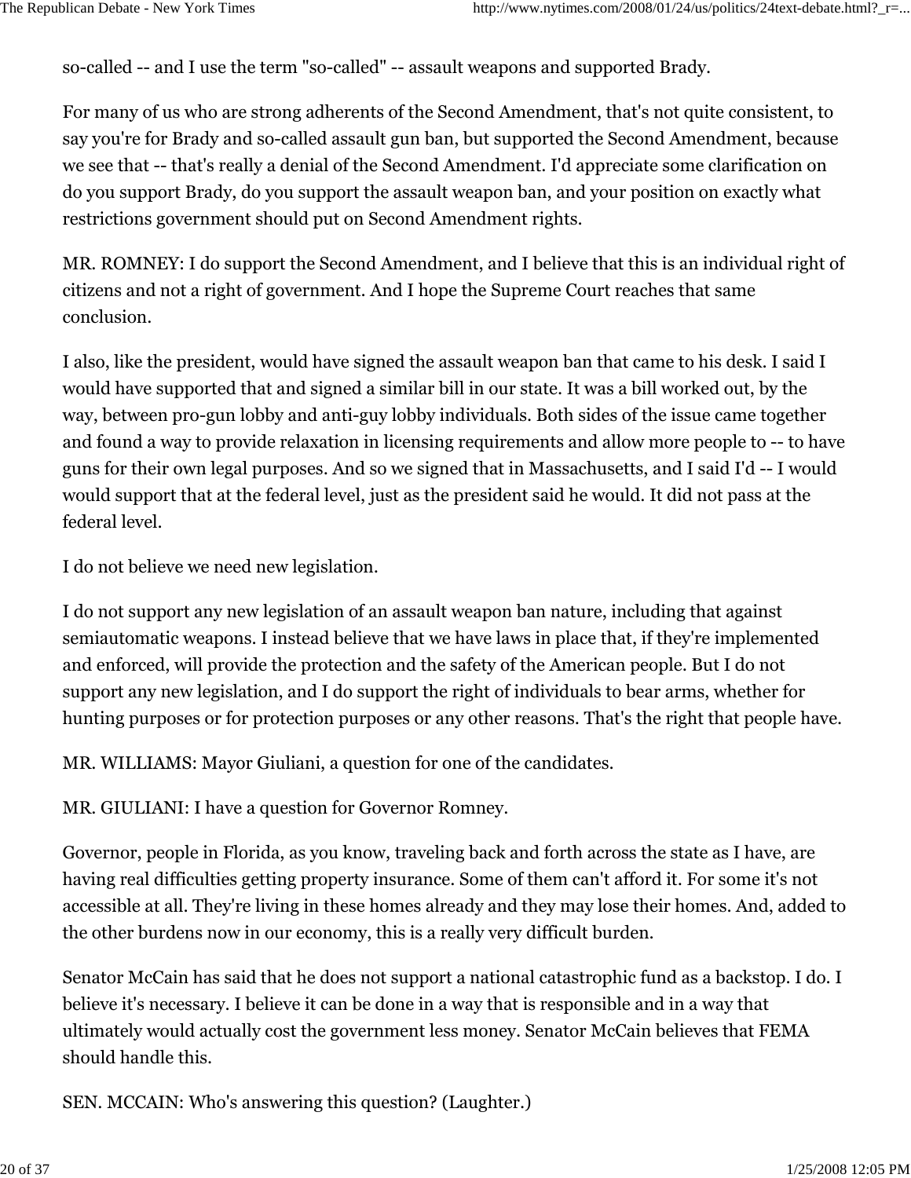so-called -- and I use the term "so-called" -- assault weapons and supported Brady.

For many of us who are strong adherents of the Second Amendment, that's not quite consistent, to say you're for Brady and so-called assault gun ban, but supported the Second Amendment, because we see that -- that's really a denial of the Second Amendment. I'd appreciate some clarification on do you support Brady, do you support the assault weapon ban, and your position on exactly what restrictions government should put on Second Amendment rights.

MR. ROMNEY: I do support the Second Amendment, and I believe that this is an individual right of citizens and not a right of government. And I hope the Supreme Court reaches that same conclusion.

I also, like the president, would have signed the assault weapon ban that came to his desk. I said I would have supported that and signed a similar bill in our state. It was a bill worked out, by the way, between pro-gun lobby and anti-guy lobby individuals. Both sides of the issue came together and found a way to provide relaxation in licensing requirements and allow more people to -- to have guns for their own legal purposes. And so we signed that in Massachusetts, and I said I'd -- I would would support that at the federal level, just as the president said he would. It did not pass at the federal level.

I do not believe we need new legislation.

I do not support any new legislation of an assault weapon ban nature, including that against semiautomatic weapons. I instead believe that we have laws in place that, if they're implemented and enforced, will provide the protection and the safety of the American people. But I do not support any new legislation, and I do support the right of individuals to bear arms, whether for hunting purposes or for protection purposes or any other reasons. That's the right that people have.

MR. WILLIAMS: Mayor Giuliani, a question for one of the candidates.

MR. GIULIANI: I have a question for Governor Romney.

Governor, people in Florida, as you know, traveling back and forth across the state as I have, are having real difficulties getting property insurance. Some of them can't afford it. For some it's not accessible at all. They're living in these homes already and they may lose their homes. And, added to the other burdens now in our economy, this is a really very difficult burden.

Senator McCain has said that he does not support a national catastrophic fund as a backstop. I do. I believe it's necessary. I believe it can be done in a way that is responsible and in a way that ultimately would actually cost the government less money. Senator McCain believes that FEMA should handle this.

SEN. MCCAIN: Who's answering this question? (Laughter.)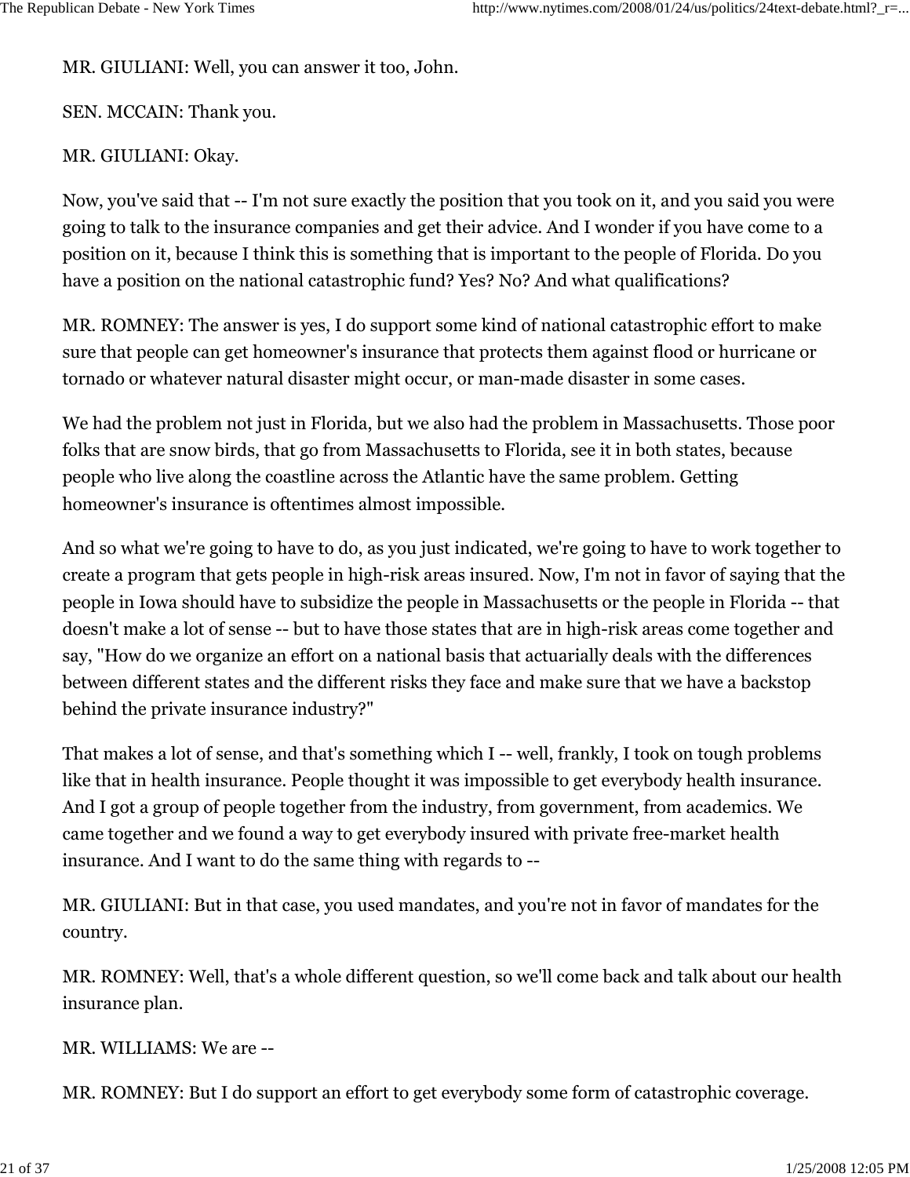MR. GIULIANI: Well, you can answer it too, John.

SEN. MCCAIN: Thank you.

MR. GIULIANI: Okay.

Now, you've said that -- I'm not sure exactly the position that you took on it, and you said you were going to talk to the insurance companies and get their advice. And I wonder if you have come to a position on it, because I think this is something that is important to the people of Florida. Do you have a position on the national catastrophic fund? Yes? No? And what qualifications?

MR. ROMNEY: The answer is yes, I do support some kind of national catastrophic effort to make sure that people can get homeowner's insurance that protects them against flood or hurricane or tornado or whatever natural disaster might occur, or man-made disaster in some cases.

We had the problem not just in Florida, but we also had the problem in Massachusetts. Those poor folks that are snow birds, that go from Massachusetts to Florida, see it in both states, because people who live along the coastline across the Atlantic have the same problem. Getting homeowner's insurance is oftentimes almost impossible.

And so what we're going to have to do, as you just indicated, we're going to have to work together to create a program that gets people in high-risk areas insured. Now, I'm not in favor of saying that the people in Iowa should have to subsidize the people in Massachusetts or the people in Florida -- that doesn't make a lot of sense -- but to have those states that are in high-risk areas come together and say, "How do we organize an effort on a national basis that actuarially deals with the differences between different states and the different risks they face and make sure that we have a backstop behind the private insurance industry?"

That makes a lot of sense, and that's something which I -- well, frankly, I took on tough problems like that in health insurance. People thought it was impossible to get everybody health insurance. And I got a group of people together from the industry, from government, from academics. We came together and we found a way to get everybody insured with private free-market health insurance. And I want to do the same thing with regards to --

MR. GIULIANI: But in that case, you used mandates, and you're not in favor of mandates for the country.

MR. ROMNEY: Well, that's a whole different question, so we'll come back and talk about our health insurance plan.

MR. WILLIAMS: We are --

MR. ROMNEY: But I do support an effort to get everybody some form of catastrophic coverage.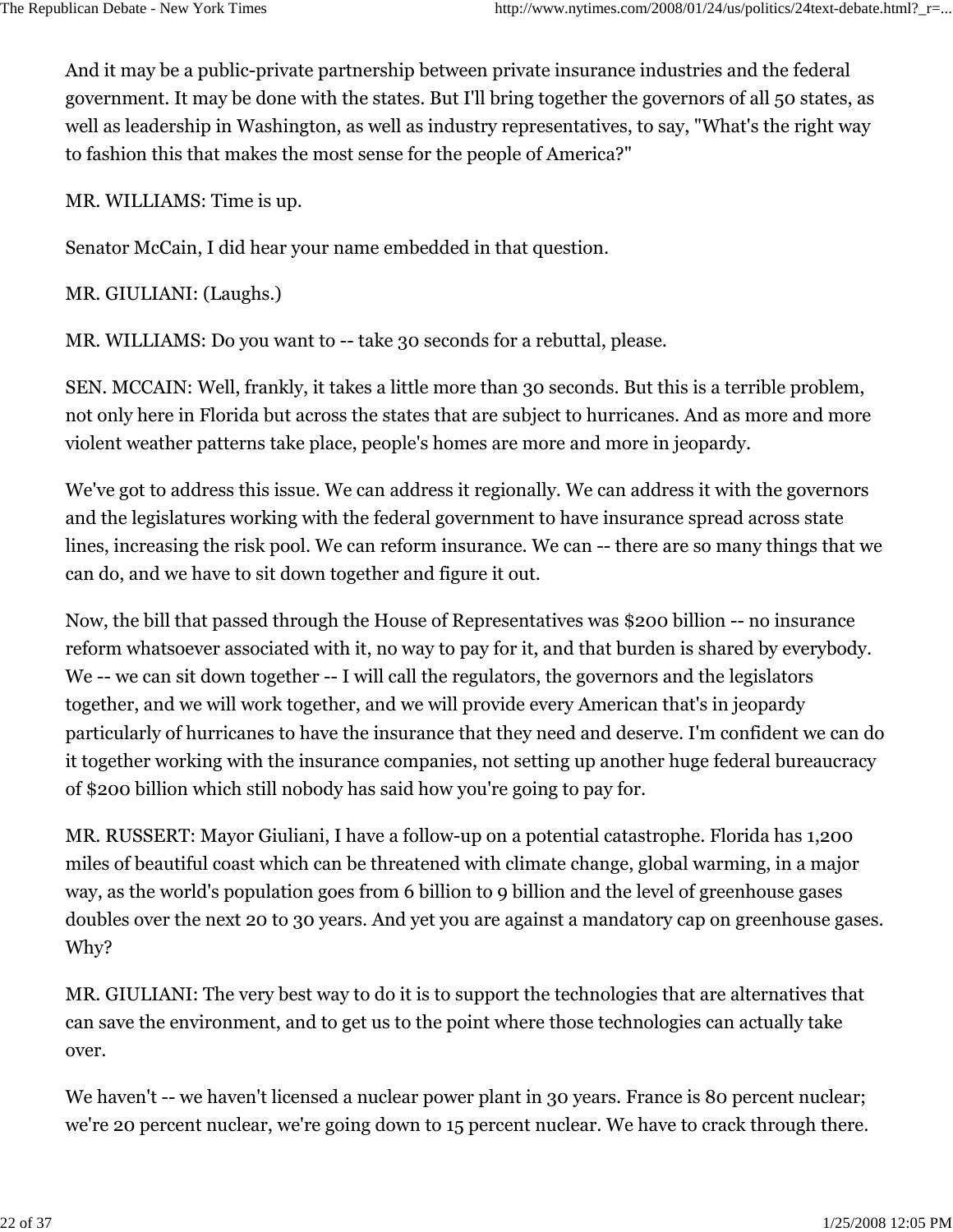And it may be a public-private partnership between private insurance industries and the federal government. It may be done with the states. But I'll bring together the governors of all 50 states, as well as leadership in Washington, as well as industry representatives, to say, "What's the right way to fashion this that makes the most sense for the people of America?"

MR. WILLIAMS: Time is up.

Senator McCain, I did hear your name embedded in that question.

MR. GIULIANI: (Laughs.)

MR. WILLIAMS: Do you want to -- take 30 seconds for a rebuttal, please.

SEN. MCCAIN: Well, frankly, it takes a little more than 30 seconds. But this is a terrible problem, not only here in Florida but across the states that are subject to hurricanes. And as more and more violent weather patterns take place, people's homes are more and more in jeopardy.

We've got to address this issue. We can address it regionally. We can address it with the governors and the legislatures working with the federal government to have insurance spread across state lines, increasing the risk pool. We can reform insurance. We can -- there are so many things that we can do, and we have to sit down together and figure it out.

Now, the bill that passed through the House of Representatives was $200 billion -- no insurance reform whatsoever associated with it, no way to pay for it, and that burden is shared by everybody. We -- we can sit down together -- I will call the regulators, the governors and the legislators together, and we will work together, and we will provide every American that's in jeopardy particularly of hurricanes to have the insurance that they need and deserve. I'm confident we can do it together working with the insurance companies, not setting up another huge federal bureaucracy of $200 billion which still nobody has said how you're going to pay for.

MR. RUSSERT: Mayor Giuliani, I have a follow-up on a potential catastrophe. Florida has 1,200 miles of beautiful coast which can be threatened with climate change, global warming, in a major way, as the world's population goes from 6 billion to 9 billion and the level of greenhouse gases doubles over the next 20 to 30 years. And yet you are against a mandatory cap on greenhouse gases. Why?

MR. GIULIANI: The very best way to do it is to support the technologies that are alternatives that can save the environment, and to get us to the point where those technologies can actually take over.

We haven't -- we haven't licensed a nuclear power plant in 30 years. France is 80 percent nuclear; we're 20 percent nuclear, we're going down to 15 percent nuclear. We have to crack through there.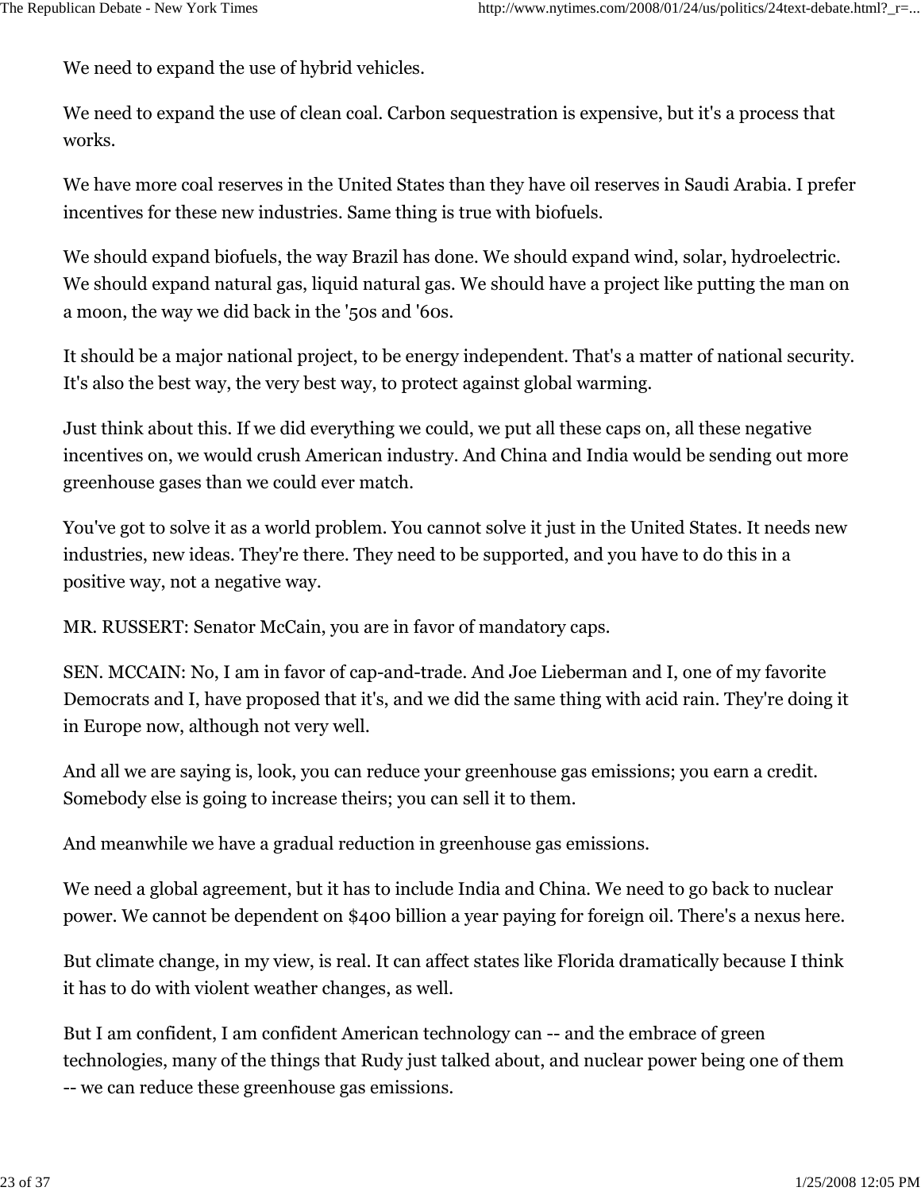We need to expand the use of hybrid vehicles.

We need to expand the use of clean coal. Carbon sequestration is expensive, but it's a process that works.

We have more coal reserves in the United States than they have oil reserves in Saudi Arabia. I prefer incentives for these new industries. Same thing is true with biofuels.

We should expand biofuels, the way Brazil has done. We should expand wind, solar, hydroelectric. We should expand natural gas, liquid natural gas. We should have a project like putting the man on a moon, the way we did back in the '50s and '60s.

It should be a major national project, to be energy independent. That's a matter of national security. It's also the best way, the very best way, to protect against global warming.

Just think about this. If we did everything we could, we put all these caps on, all these negative incentives on, we would crush American industry. And China and India would be sending out more greenhouse gases than we could ever match.

You've got to solve it as a world problem. You cannot solve it just in the United States. It needs new industries, new ideas. They're there. They need to be supported, and you have to do this in a positive way, not a negative way.

MR. RUSSERT: Senator McCain, you are in favor of mandatory caps.

SEN. MCCAIN: No, I am in favor of cap-and-trade. And Joe Lieberman and I, one of my favorite Democrats and I, have proposed that it's, and we did the same thing with acid rain. They're doing it in Europe now, although not very well.

And all we are saying is, look, you can reduce your greenhouse gas emissions; you earn a credit. Somebody else is going to increase theirs; you can sell it to them.

And meanwhile we have a gradual reduction in greenhouse gas emissions.

We need a global agreement, but it has to include India and China. We need to go back to nuclear power. We cannot be dependent on $400 billion a year paying for foreign oil. There's a nexus here.

But climate change, in my view, is real. It can affect states like Florida dramatically because I think it has to do with violent weather changes, as well.

But I am confident, I am confident American technology can -- and the embrace of green technologies, many of the things that Rudy just talked about, and nuclear power being one of them -- we can reduce these greenhouse gas emissions.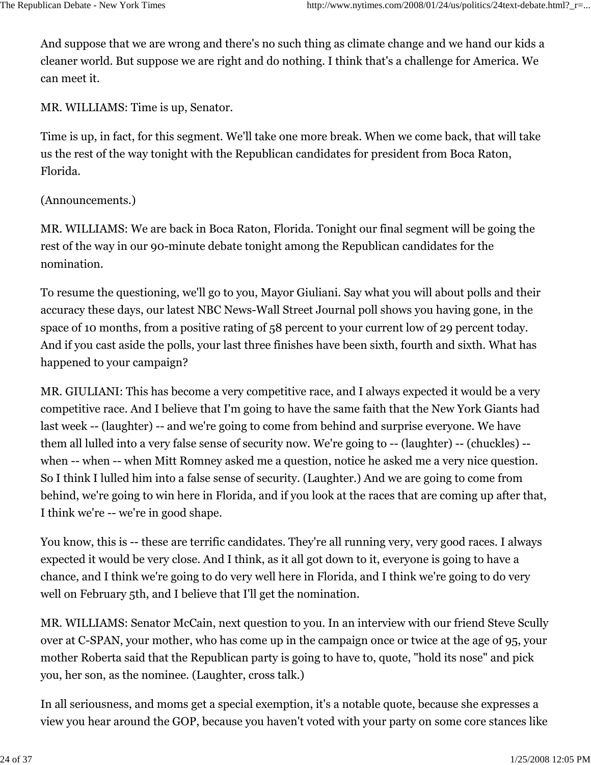And suppose that we are wrong and there's no such thing as climate change and we hand our kids a cleaner world. But suppose we are right and do nothing. I think that's a challenge for America. We can meet it.

MR. WILLIAMS: Time is up, Senator.

Time is up, in fact, for this segment. We'll take one more break. When we come back, that will take us the rest of the way tonight with the Republican candidates for president from Boca Raton, Florida.

(Announcements.)

MR. WILLIAMS: We are back in Boca Raton, Florida. Tonight our final segment will be going the rest of the way in our 90-minute debate tonight among the Republican candidates for the nomination.

To resume the questioning, we'll go to you, Mayor Giuliani. Say what you will about polls and their accuracy these days, our latest NBC News-Wall Street Journal poll shows you having gone, in the space of 10 months, from a positive rating of 58 percent to your current low of 29 percent today. And if you cast aside the polls, your last three finishes have been sixth, fourth and sixth. What has happened to your campaign?

MR. GIULIANI: This has become a very competitive race, and I always expected it would be a very competitive race. And I believe that I'm going to have the same faith that the New York Giants had last week -- (laughter) -- and we're going to come from behind and surprise everyone. We have them all lulled into a very false sense of security now. We're going to -- (laughter) -- (chuckles) -- when -- when -- when Mitt Romney asked me a question, notice he asked me a very nice question. So I think I lulled him into a false sense of security. (Laughter.) And we are going to come from behind, we're going to win here in Florida, and if you look at the races that are coming up after that, I think we're -- we're in good shape.

You know, this is -- these are terrific candidates. They're all running very, very good races. I always expected it would be very close. And I think, as it all got down to it, everyone is going to have a chance, and I think we're going to do very well here in Florida, and I think we're going to do very well on February 5th, and I believe that I'll get the nomination.

MR. WILLIAMS: Senator McCain, next question to you. In an interview with our friend Steve Scully over at C-SPAN, your mother, who has come up in the campaign once or twice at the age of 95, your mother Roberta said that the Republican party is going to have to, quote, "hold its nose" and pick you, her son, as the nominee. (Laughter, cross talk.)

In all seriousness, and moms get a special exemption, it's a notable quote, because she expresses a view you hear around the GOP, because you haven't voted with your party on some core stances like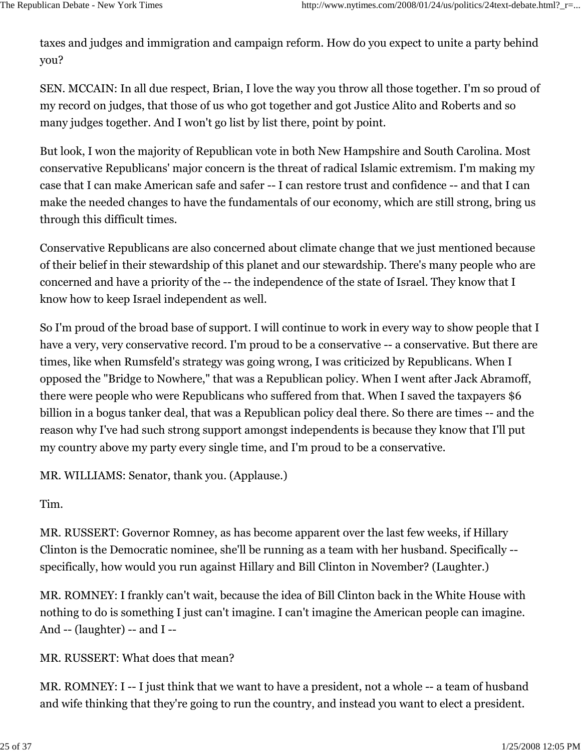taxes and judges and immigration and campaign reform. How do you expect to unite a party behind you?

SEN. MCCAIN: In all due respect, Brian, I love the way you throw all those together. I'm so proud of my record on judges, that those of us who got together and got Justice Alito and Roberts and so many judges together. And I won't go list by list there, point by point.

But look, I won the majority of Republican vote in both New Hampshire and South Carolina. Most conservative Republicans' major concern is the threat of radical Islamic extremism. I'm making my case that I can make American safe and safer -- I can restore trust and confidence -- and that I can make the needed changes to have the fundamentals of our economy, which are still strong, bring us through this difficult times.

Conservative Republicans are also concerned about climate change that we just mentioned because of their belief in their stewardship of this planet and our stewardship. There's many people who are concerned and have a priority of the -- the independence of the state of Israel. They know that I know how to keep Israel independent as well.

So I'm proud of the broad base of support. I will continue to work in every way to show people that I have a very, very conservative record. I'm proud to be a conservative -- a conservative. But there are times, like when Rumsfeld's strategy was going wrong, I was criticized by Republicans. When I opposed the "Bridge to Nowhere," that was a Republican policy. When I went after Jack Abramoff, there were people who were Republicans who suffered from that. When I saved the taxpayers $6 billion in a bogus tanker deal, that was a Republican policy deal there. So there are times -- and the reason why I've had such strong support amongst independents is because they know that I'll put my country above my party every single time, and I'm proud to be a conservative.

MR. WILLIAMS: Senator, thank you. (Applause.)

Tim.

MR. RUSSERT: Governor Romney, as has become apparent over the last few weeks, if Hillary Clinton is the Democratic nominee, she'll be running as a team with her husband. Specifically -- specifically, how would you run against Hillary and Bill Clinton in November? (Laughter.)

MR. ROMNEY: I frankly can't wait, because the idea of Bill Clinton back in the White House with nothing to do is something I just can't imagine. I can't imagine the American people can imagine. And -- (laughter) -- and I --

MR. RUSSERT: What does that mean?

MR. ROMNEY: I -- I just think that we want to have a president, not a whole -- a team of husband and wife thinking that they're going to run the country, and instead you want to elect a president.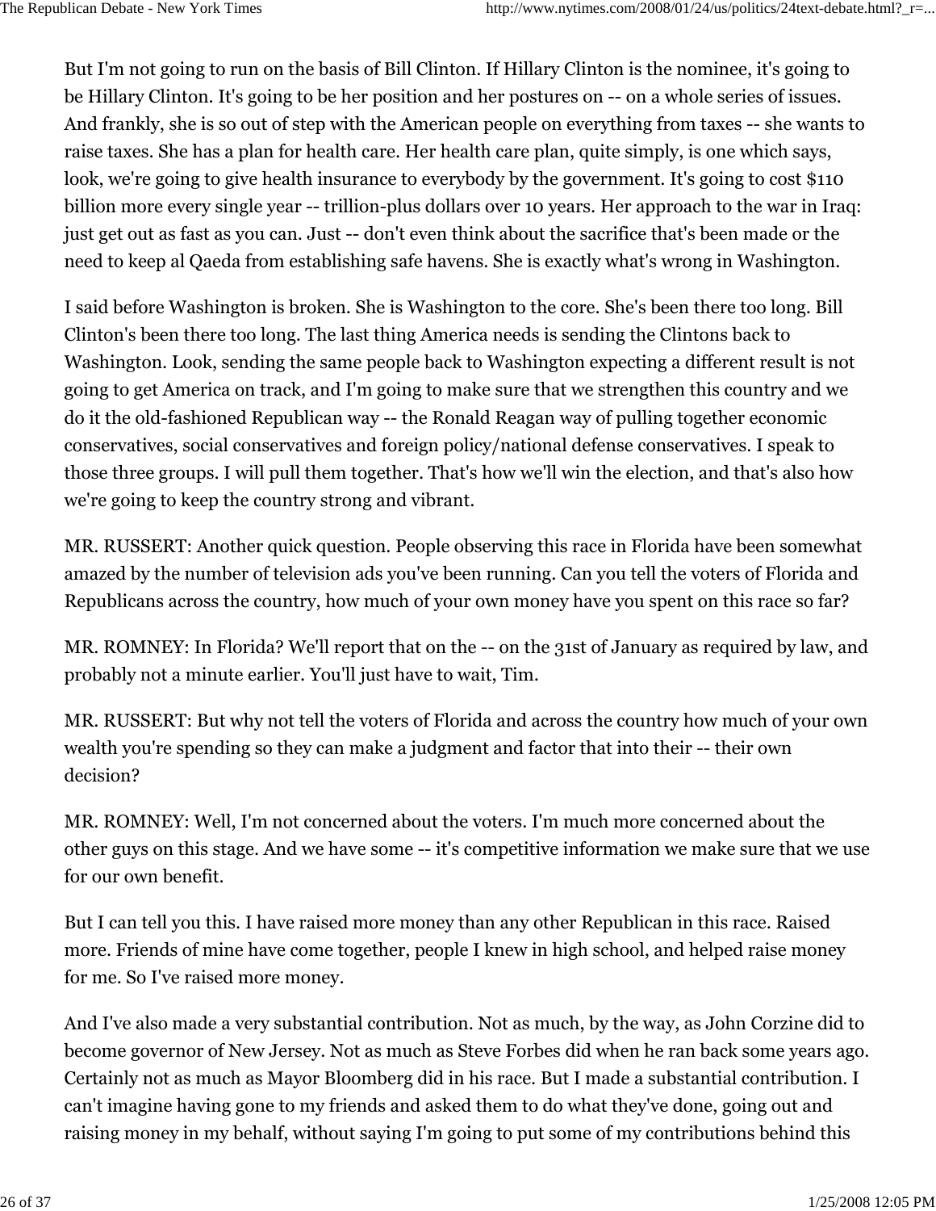But I'm not going to run on the basis of Bill Clinton. If Hillary Clinton is the nominee, it's going to be Hillary Clinton. It's going to be her position and her postures on -- on a whole series of issues. And frankly, she is so out of step with the American people on everything from taxes -- she wants to raise taxes. She has a plan for health care. Her health care plan, quite simply, is one which says, look, we're going to give health insurance to everybody by the government. It's going to cost $110 billion more every single year -- trillion-plus dollars over 10 years. Her approach to the war in Iraq: just get out as fast as you can. Just -- don't even think about the sacrifice that's been made or the need to keep al Qaeda from establishing safe havens. She is exactly what's wrong in Washington.

I said before Washington is broken. She is Washington to the core. She's been there too long. Bill Clinton's been there too long. The last thing America needs is sending the Clintons back to Washington. Look, sending the same people back to Washington expecting a different result is not going to get America on track, and I'm going to make sure that we strengthen this country and we do it the old-fashioned Republican way -- the Ronald Reagan way of pulling together economic conservatives, social conservatives and foreign policy/national defense conservatives. I speak to those three groups. I will pull them together. That's how we'll win the election, and that's also how we're going to keep the country strong and vibrant.

MR. RUSSERT: Another quick question. People observing this race in Florida have been somewhat amazed by the number of television ads you've been running. Can you tell the voters of Florida and Republicans across the country, how much of your own money have you spent on this race so far?

MR. ROMNEY: In Florida? We'll report that on the -- on the 31st of January as required by law, and probably not a minute earlier. You'll just have to wait, Tim.

MR. RUSSERT: But why not tell the voters of Florida and across the country how much of your own wealth you're spending so they can make a judgment and factor that into their -- their own decision?

MR. ROMNEY: Well, I'm not concerned about the voters. I'm much more concerned about the other guys on this stage. And we have some -- it's competitive information we make sure that we use for our own benefit.

But I can tell you this. I have raised more money than any other Republican in this race. Raised more. Friends of mine have come together, people I knew in high school, and helped raise money for me. So I've raised more money.

And I've also made a very substantial contribution. Not as much, by the way, as John Corzine did to become governor of New Jersey. Not as much as Steve Forbes did when he ran back some years ago. Certainly not as much as Mayor Bloomberg did in his race. But I made a substantial contribution. I can't imagine having gone to my friends and asked them to do what they've done, going out and raising money in my behalf, without saying I'm going to put some of my contributions behind this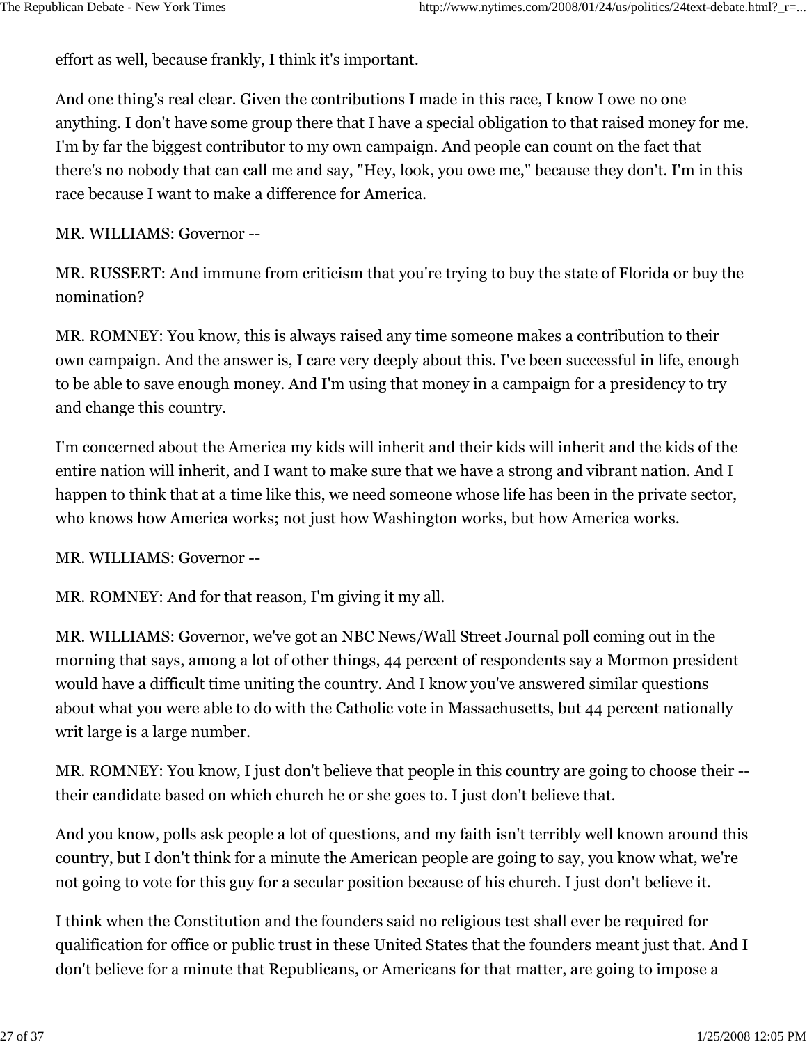effort as well, because frankly, I think it's important.

And one thing's real clear. Given the contributions I made in this race, I know I owe no one anything. I don't have some group there that I have a special obligation to that raised money for me. I'm by far the biggest contributor to my own campaign. And people can count on the fact that there's no nobody that can call me and say, "Hey, look, you owe me," because they don't. I'm in this race because I want to make a difference for America.

MR. WILLIAMS: Governor --

MR. RUSSERT: And immune from criticism that you're trying to buy the state of Florida or buy the nomination?

MR. ROMNEY: You know, this is always raised any time someone makes a contribution to their own campaign. And the answer is, I care very deeply about this. I've been successful in life, enough to be able to save enough money. And I'm using that money in a campaign for a presidency to try and change this country.

I'm concerned about the America my kids will inherit and their kids will inherit and the kids of the entire nation will inherit, and I want to make sure that we have a strong and vibrant nation. And I happen to think that at a time like this, we need someone whose life has been in the private sector, who knows how America works; not just how Washington works, but how America works.

MR. WILLIAMS: Governor --

MR. ROMNEY: And for that reason, I'm giving it my all.

MR. WILLIAMS: Governor, we've got an NBC News/Wall Street Journal poll coming out in the morning that says, among a lot of other things, 44 percent of respondents say a Mormon president would have a difficult time uniting the country. And I know you've answered similar questions about what you were able to do with the Catholic vote in Massachusetts, but 44 percent nationally writ large is a large number.

MR. ROMNEY: You know, I just don't believe that people in this country are going to choose their -- their candidate based on which church he or she goes to. I just don't believe that.

And you know, polls ask people a lot of questions, and my faith isn't terribly well known around this country, but I don't think for a minute the American people are going to say, you know what, we're not going to vote for this guy for a secular position because of his church. I just don't believe it.

I think when the Constitution and the founders said no religious test shall ever be required for qualification for office or public trust in these United States that the founders meant just that. And I don't believe for a minute that Republicans, or Americans for that matter, are going to impose a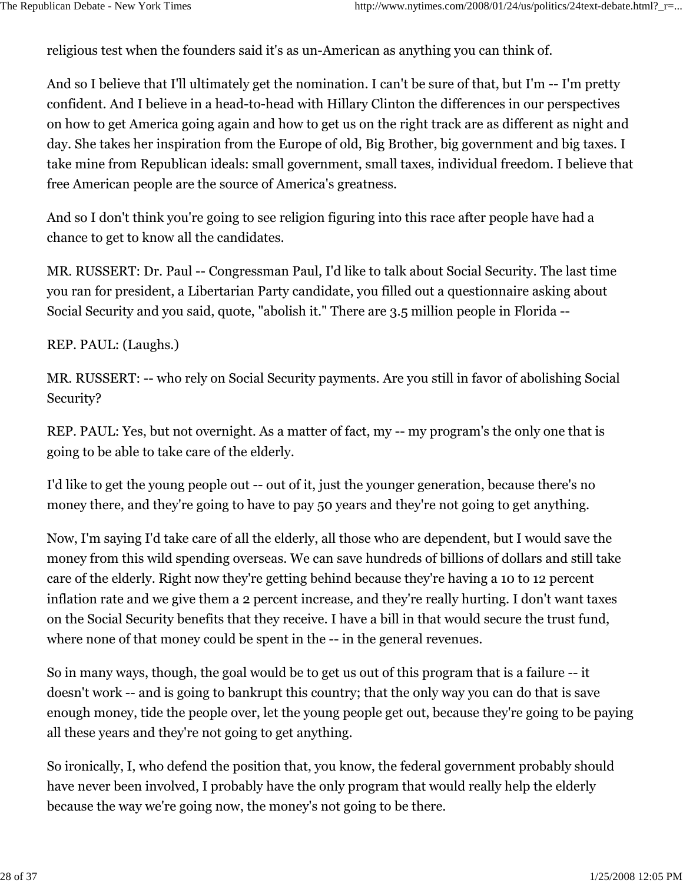religious test when the founders said it's as un-American as anything you can think of.

And so I believe that I'll ultimately get the nomination. I can't be sure of that, but I'm -- I'm pretty confident. And I believe in a head-to-head with Hillary Clinton the differences in our perspectives on how to get America going again and how to get us on the right track are as different as night and day. She takes her inspiration from the Europe of old, Big Brother, big government and big taxes. I take mine from Republican ideals: small government, small taxes, individual freedom. I believe that free American people are the source of America's greatness.

And so I don't think you're going to see religion figuring into this race after people have had a chance to get to know all the candidates.

MR. RUSSERT: Dr. Paul -- Congressman Paul, I'd like to talk about Social Security. The last time you ran for president, a Libertarian Party candidate, you filled out a questionnaire asking about Social Security and you said, quote, "abolish it." There are 3.5 million people in Florida --

REP. PAUL: (Laughs.)

MR. RUSSERT: -- who rely on Social Security payments. Are you still in favor of abolishing Social Security?

REP. PAUL: Yes, but not overnight. As a matter of fact, my -- my program's the only one that is going to be able to take care of the elderly.

I'd like to get the young people out -- out of it, just the younger generation, because there's no money there, and they're going to have to pay 50 years and they're not going to get anything.

Now, I'm saying I'd take care of all the elderly, all those who are dependent, but I would save the money from this wild spending overseas. We can save hundreds of billions of dollars and still take care of the elderly. Right now they're getting behind because they're having a 10 to 12 percent inflation rate and we give them a 2 percent increase, and they're really hurting. I don't want taxes on the Social Security benefits that they receive. I have a bill in that would secure the trust fund, where none of that money could be spent in the -- in the general revenues.

So in many ways, though, the goal would be to get us out of this program that is a failure -- it doesn't work -- and is going to bankrupt this country; that the only way you can do that is save enough money, tide the people over, let the young people get out, because they're going to be paying all these years and they're not going to get anything.

So ironically, I, who defend the position that, you know, the federal government probably should have never been involved, I probably have the only program that would really help the elderly because the way we're going now, the money's not going to be there.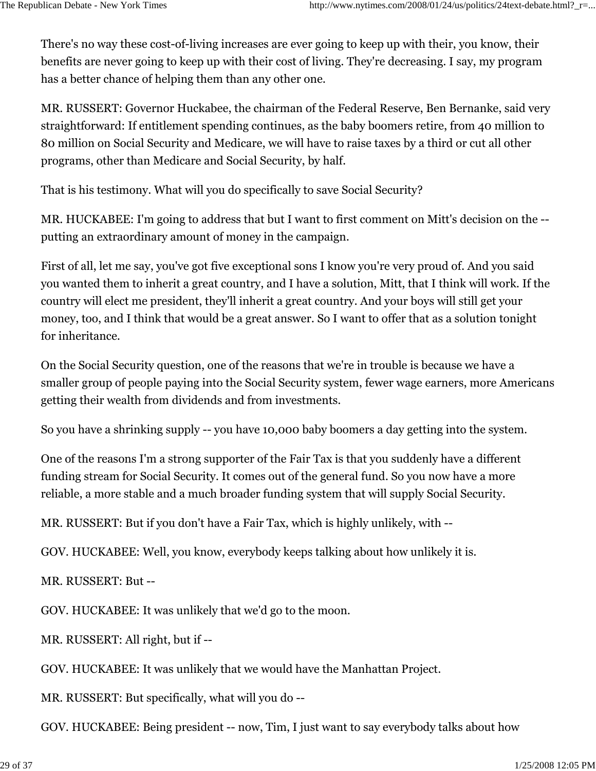There's no way these cost-of-living increases are ever going to keep up with their, you know, their benefits are never going to keep up with their cost of living. They're decreasing. I say, my program has a better chance of helping them than any other one.

MR. RUSSERT: Governor Huckabee, the chairman of the Federal Reserve, Ben Bernanke, said very straightforward: If entitlement spending continues, as the baby boomers retire, from 40 million to 80 million on Social Security and Medicare, we will have to raise taxes by a third or cut all other programs, other than Medicare and Social Security, by half.

That is his testimony. What will you do specifically to save Social Security?

MR. HUCKABEE: I'm going to address that but I want to first comment on Mitt's decision on the -- putting an extraordinary amount of money in the campaign.

First of all, let me say, you've got five exceptional sons I know you're very proud of. And you said you wanted them to inherit a great country, and I have a solution, Mitt, that I think will work. If the country will elect me president, they'll inherit a great country. And your boys will still get your money, too, and I think that would be a great answer. So I want to offer that as a solution tonight for inheritance.

On the Social Security question, one of the reasons that we're in trouble is because we have a smaller group of people paying into the Social Security system, fewer wage earners, more Americans getting their wealth from dividends and from investments.

So you have a shrinking supply -- you have 10,000 baby boomers a day getting into the system.

One of the reasons I'm a strong supporter of the Fair Tax is that you suddenly have a different funding stream for Social Security. It comes out of the general fund. So you now have a more reliable, a more stable and a much broader funding system that will supply Social Security.

MR. RUSSERT: But if you don't have a Fair Tax, which is highly unlikely, with --

GOV. HUCKABEE: Well, you know, everybody keeps talking about how unlikely it is.

MR. RUSSERT: But --

GOV. HUCKABEE: It was unlikely that we'd go to the moon.

MR. RUSSERT: All right, but if --

GOV. HUCKABEE: It was unlikely that we would have the Manhattan Project.

MR. RUSSERT: But specifically, what will you do --

GOV. HUCKABEE: Being president -- now, Tim, I just want to say everybody talks about how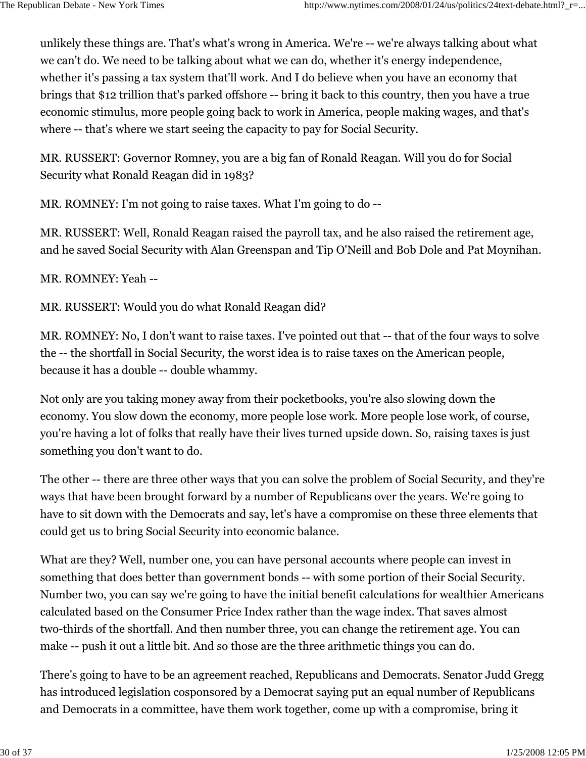unlikely these things are. That's what's wrong in America. We're -- we're always talking about what we can't do. We need to be talking about what we can do, whether it's energy independence, whether it's passing a tax system that'll work. And I do believe when you have an economy that brings that $12 trillion that's parked offshore -- bring it back to this country, then you have a true economic stimulus, more people going back to work in America, people making wages, and that's where -- that's where we start seeing the capacity to pay for Social Security.

MR. RUSSERT: Governor Romney, you are a big fan of Ronald Reagan. Will you do for Social Security what Ronald Reagan did in 1983?

MR. ROMNEY: I'm not going to raise taxes. What I'm going to do --

MR. RUSSERT: Well, Ronald Reagan raised the payroll tax, and he also raised the retirement age, and he saved Social Security with Alan Greenspan and Tip O'Neill and Bob Dole and Pat Moynihan.

MR. ROMNEY: Yeah --

MR. RUSSERT: Would you do what Ronald Reagan did?

MR. ROMNEY: No, I don't want to raise taxes. I've pointed out that -- that of the four ways to solve the -- the shortfall in Social Security, the worst idea is to raise taxes on the American people, because it has a double -- double whammy.

Not only are you taking money away from their pocketbooks, you're also slowing down the economy. You slow down the economy, more people lose work. More people lose work, of course, you're having a lot of folks that really have their lives turned upside down. So, raising taxes is just something you don't want to do.

The other -- there are three other ways that you can solve the problem of Social Security, and they're ways that have been brought forward by a number of Republicans over the years. We're going to have to sit down with the Democrats and say, let's have a compromise on these three elements that could get us to bring Social Security into economic balance.

What are they? Well, number one, you can have personal accounts where people can invest in something that does better than government bonds -- with some portion of their Social Security. Number two, you can say we're going to have the initial benefit calculations for wealthier Americans calculated based on the Consumer Price Index rather than the wage index. That saves almost two-thirds of the shortfall. And then number three, you can change the retirement age. You can make -- push it out a little bit. And so those are the three arithmetic things you can do.

There's going to have to be an agreement reached, Republicans and Democrats. Senator Judd Gregg has introduced legislation cosponsored by a Democrat saying put an equal number of Republicans and Democrats in a committee, have them work together, come up with a compromise, bring it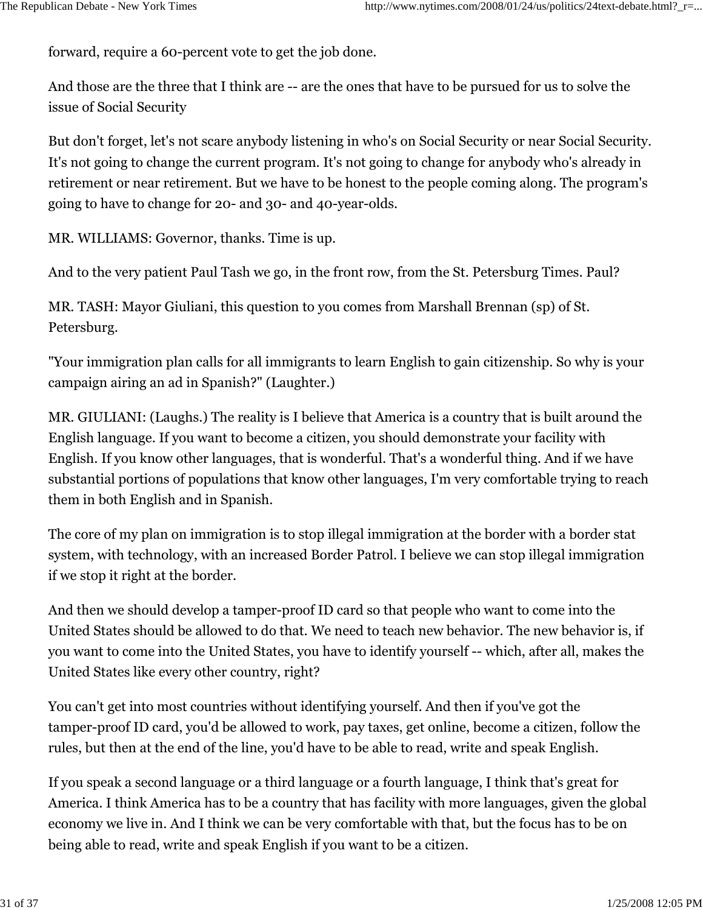forward, require a 60-percent vote to get the job done.

And those are the three that I think are -- are the ones that have to be pursued for us to solve the issue of Social Security

But don't forget, let's not scare anybody listening in who's on Social Security or near Social Security. It's not going to change the current program. It's not going to change for anybody who's already in retirement or near retirement. But we have to be honest to the people coming along. The program's going to have to change for 20- and 30- and 40-year-olds.

MR. WILLIAMS: Governor, thanks. Time is up.

And to the very patient Paul Tash we go, in the front row, from the St. Petersburg Times. Paul?

MR. TASH: Mayor Giuliani, this question to you comes from Marshall Brennan (sp) of St. Petersburg.

"Your immigration plan calls for all immigrants to learn English to gain citizenship. So why is your campaign airing an ad in Spanish?" (Laughter.)

MR. GIULIANI: (Laughs.) The reality is I believe that America is a country that is built around the English language. If you want to become a citizen, you should demonstrate your facility with English. If you know other languages, that is wonderful. That's a wonderful thing. And if we have substantial portions of populations that know other languages, I'm very comfortable trying to reach them in both English and in Spanish.

The core of my plan on immigration is to stop illegal immigration at the border with a border stat system, with technology, with an increased Border Patrol. I believe we can stop illegal immigration if we stop it right at the border.

And then we should develop a tamper-proof ID card so that people who want to come into the United States should be allowed to do that. We need to teach new behavior. The new behavior is, if you want to come into the United States, you have to identify yourself -- which, after all, makes the United States like every other country, right?

You can't get into most countries without identifying yourself. And then if you've got the tamper-proof ID card, you'd be allowed to work, pay taxes, get online, become a citizen, follow the rules, but then at the end of the line, you'd have to be able to read, write and speak English.

If you speak a second language or a third language or a fourth language, I think that's great for America. I think America has to be a country that has facility with more languages, given the global economy we live in. And I think we can be very comfortable with that, but the focus has to be on being able to read, write and speak English if you want to be a citizen.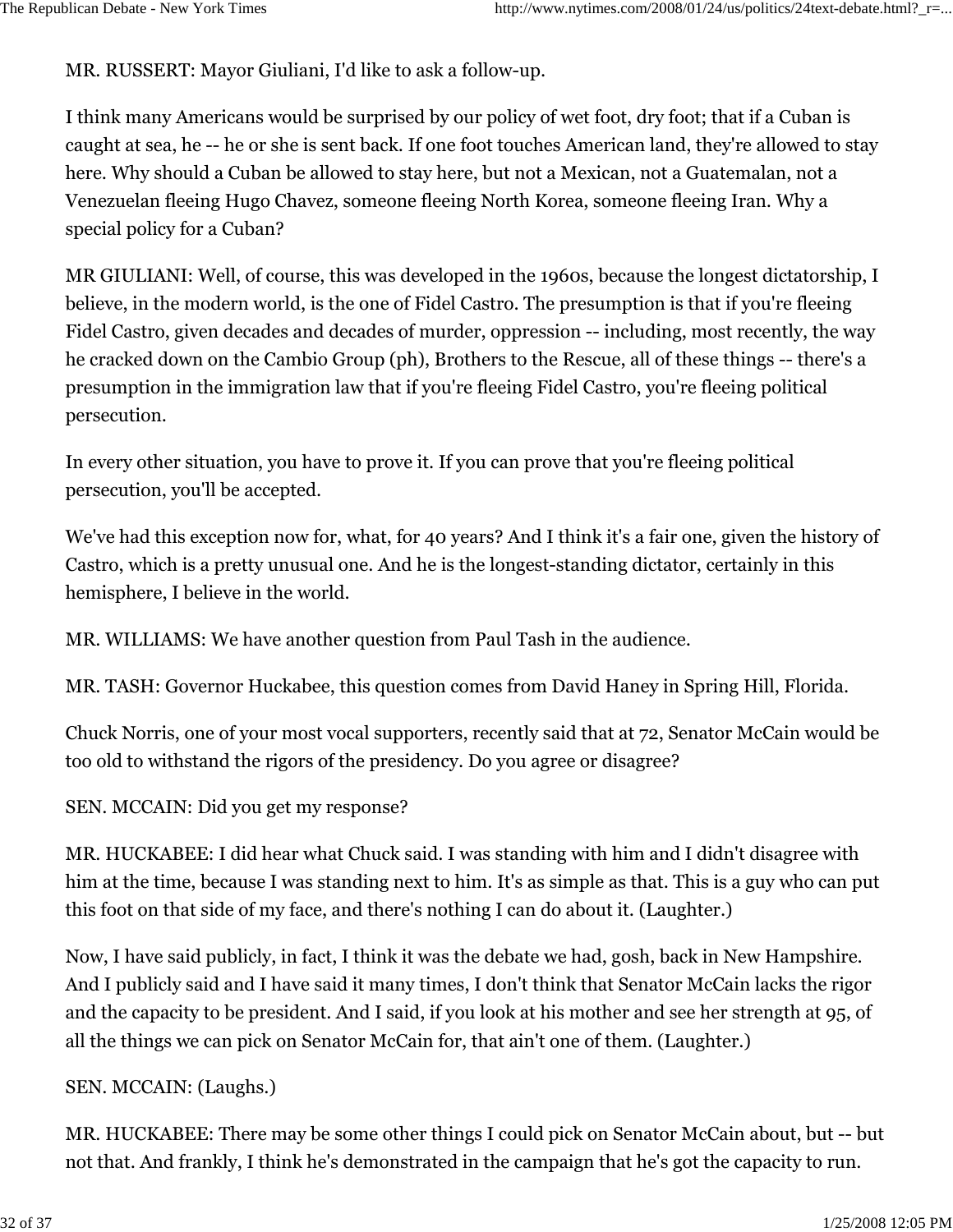MR. RUSSERT: Mayor Giuliani, I'd like to ask a follow-up.

I think many Americans would be surprised by our policy of wet foot, dry foot; that if a Cuban is caught at sea, he -- he or she is sent back. If one foot touches American land, they're allowed to stay here. Why should a Cuban be allowed to stay here, but not a Mexican, not a Guatemalan, not a Venezuelan fleeing Hugo Chavez, someone fleeing North Korea, someone fleeing Iran. Why a special policy for a Cuban?

MR GIULIANI: Well, of course, this was developed in the 1960s, because the longest dictatorship, I believe, in the modern world, is the one of Fidel Castro. The presumption is that if you're fleeing Fidel Castro, given decades and decades of murder, oppression -- including, most recently, the way he cracked down on the Cambio Group (ph), Brothers to the Rescue, all of these things -- there's a presumption in the immigration law that if you're fleeing Fidel Castro, you're fleeing political persecution.

In every other situation, you have to prove it. If you can prove that you're fleeing political persecution, you'll be accepted.

We've had this exception now for, what, for 40 years? And I think it's a fair one, given the history of Castro, which is a pretty unusual one. And he is the longest-standing dictator, certainly in this hemisphere, I believe in the world.

MR. WILLIAMS: We have another question from Paul Tash in the audience.

MR. TASH: Governor Huckabee, this question comes from David Haney in Spring Hill, Florida.

Chuck Norris, one of your most vocal supporters, recently said that at 72, Senator McCain would be too old to withstand the rigors of the presidency. Do you agree or disagree?

SEN. MCCAIN: Did you get my response?

MR. HUCKABEE: I did hear what Chuck said. I was standing with him and I didn't disagree with him at the time, because I was standing next to him. It's as simple as that. This is a guy who can put this foot on that side of my face, and there's nothing I can do about it. (Laughter.)

Now, I have said publicly, in fact, I think it was the debate we had, gosh, back in New Hampshire. And I publicly said and I have said it many times, I don't think that Senator McCain lacks the rigor and the capacity to be president. And I said, if you look at his mother and see her strength at 95, of all the things we can pick on Senator McCain for, that ain't one of them. (Laughter.)

SEN. MCCAIN: (Laughs.)

MR. HUCKABEE: There may be some other things I could pick on Senator McCain about, but -- but not that. And frankly, I think he's demonstrated in the campaign that he's got the capacity to run.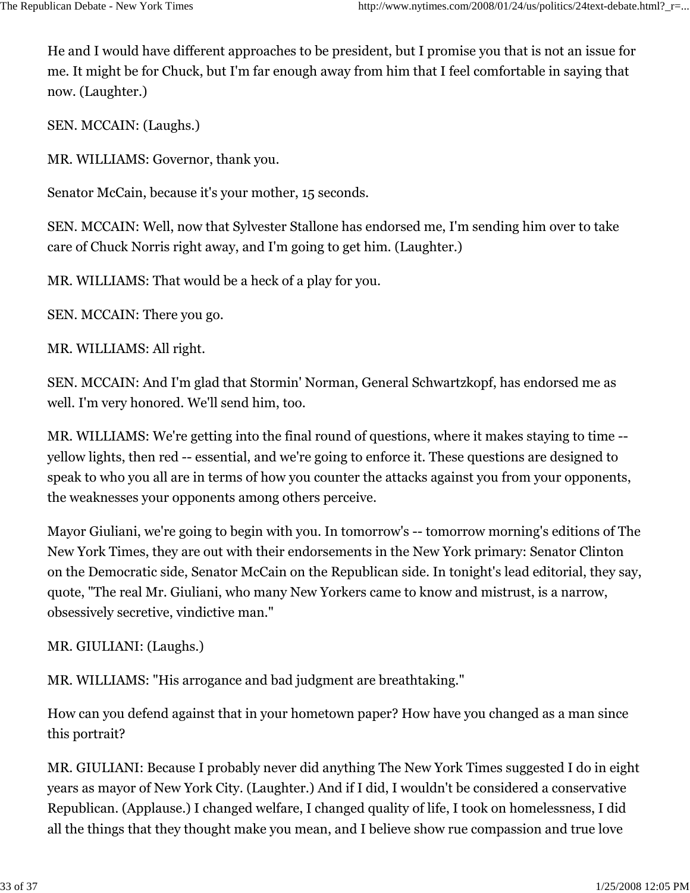He and I would have different approaches to be president, but I promise you that is not an issue for me. It might be for Chuck, but I'm far enough away from him that I feel comfortable in saying that now. (Laughter.)

SEN. MCCAIN: (Laughs.)

MR. WILLIAMS: Governor, thank you.

Senator McCain, because it's your mother, 15 seconds.

SEN. MCCAIN: Well, now that Sylvester Stallone has endorsed me, I'm sending him over to take care of Chuck Norris right away, and I'm going to get him. (Laughter.)

MR. WILLIAMS: That would be a heck of a play for you.

SEN. MCCAIN: There you go.

MR. WILLIAMS: All right.

SEN. MCCAIN: And I'm glad that Stormin' Norman, General Schwartzkopf, has endorsed me as well. I'm very honored. We'll send him, too.

MR. WILLIAMS: We're getting into the final round of questions, where it makes staying to time -- yellow lights, then red -- essential, and we're going to enforce it. These questions are designed to speak to who you all are in terms of how you counter the attacks against you from your opponents, the weaknesses your opponents among others perceive.

Mayor Giuliani, we're going to begin with you. In tomorrow's -- tomorrow morning's editions of The New York Times, they are out with their endorsements in the New York primary: Senator Clinton on the Democratic side, Senator McCain on the Republican side. In tonight's lead editorial, they say, quote, "The real Mr. Giuliani, who many New Yorkers came to know and mistrust, is a narrow, obsessively secretive, vindictive man."

MR. GIULIANI: (Laughs.)

MR. WILLIAMS: "His arrogance and bad judgment are breathtaking."

How can you defend against that in your hometown paper? How have you changed as a man since this portrait?

MR. GIULIANI: Because I probably never did anything The New York Times suggested I do in eight years as mayor of New York City. (Laughter.) And if I did, I wouldn't be considered a conservative Republican. (Applause.) I changed welfare, I changed quality of life, I took on homelessness, I did all the things that they thought make you mean, and I believe show rue compassion and true love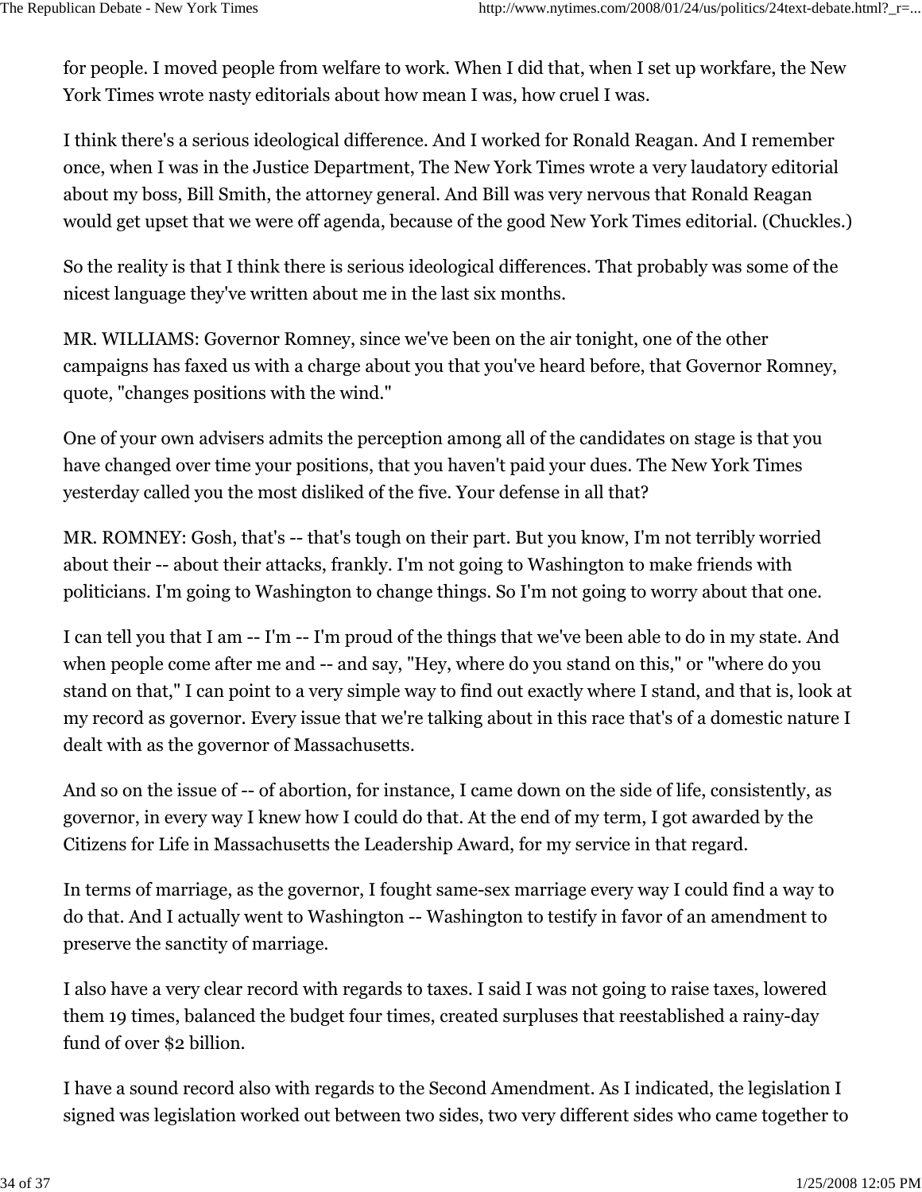for people. I moved people from welfare to work. When I did that, when I set up workfare, the New York Times wrote nasty editorials about how mean I was, how cruel I was.

I think there's a serious ideological difference. And I worked for Ronald Reagan. And I remember once, when I was in the Justice Department, The New York Times wrote a very laudatory editorial about my boss, Bill Smith, the attorney general. And Bill was very nervous that Ronald Reagan would get upset that we were off agenda, because of the good New York Times editorial. (Chuckles.)

So the reality is that I think there is serious ideological differences. That probably was some of the nicest language they've written about me in the last six months.

MR. WILLIAMS: Governor Romney, since we've been on the air tonight, one of the other campaigns has faxed us with a charge about you that you've heard before, that Governor Romney, quote, "changes positions with the wind."

One of your own advisers admits the perception among all of the candidates on stage is that you have changed over time your positions, that you haven't paid your dues. The New York Times yesterday called you the most disliked of the five. Your defense in all that?

MR. ROMNEY: Gosh, that's -- that's tough on their part. But you know, I'm not terribly worried about their -- about their attacks, frankly. I'm not going to Washington to make friends with politicians. I'm going to Washington to change things. So I'm not going to worry about that one.

I can tell you that I am -- I'm -- I'm proud of the things that we've been able to do in my state. And when people come after me and -- and say, "Hey, where do you stand on this," or "where do you stand on that," I can point to a very simple way to find out exactly where I stand, and that is, look at my record as governor. Every issue that we're talking about in this race that's of a domestic nature I dealt with as the governor of Massachusetts.

And so on the issue of -- of abortion, for instance, I came down on the side of life, consistently, as governor, in every way I knew how I could do that. At the end of my term, I got awarded by the Citizens for Life in Massachusetts the Leadership Award, for my service in that regard.

In terms of marriage, as the governor, I fought same-sex marriage every way I could find a way to do that. And I actually went to Washington -- Washington to testify in favor of an amendment to preserve the sanctity of marriage.

I also have a very clear record with regards to taxes. I said I was not going to raise taxes, lowered them 19 times, balanced the budget four times, created surpluses that reestablished a rainy-day fund of over $2 billion.

I have a sound record also with regards to the Second Amendment. As I indicated, the legislation I signed was legislation worked out between two sides, two very different sides who came together to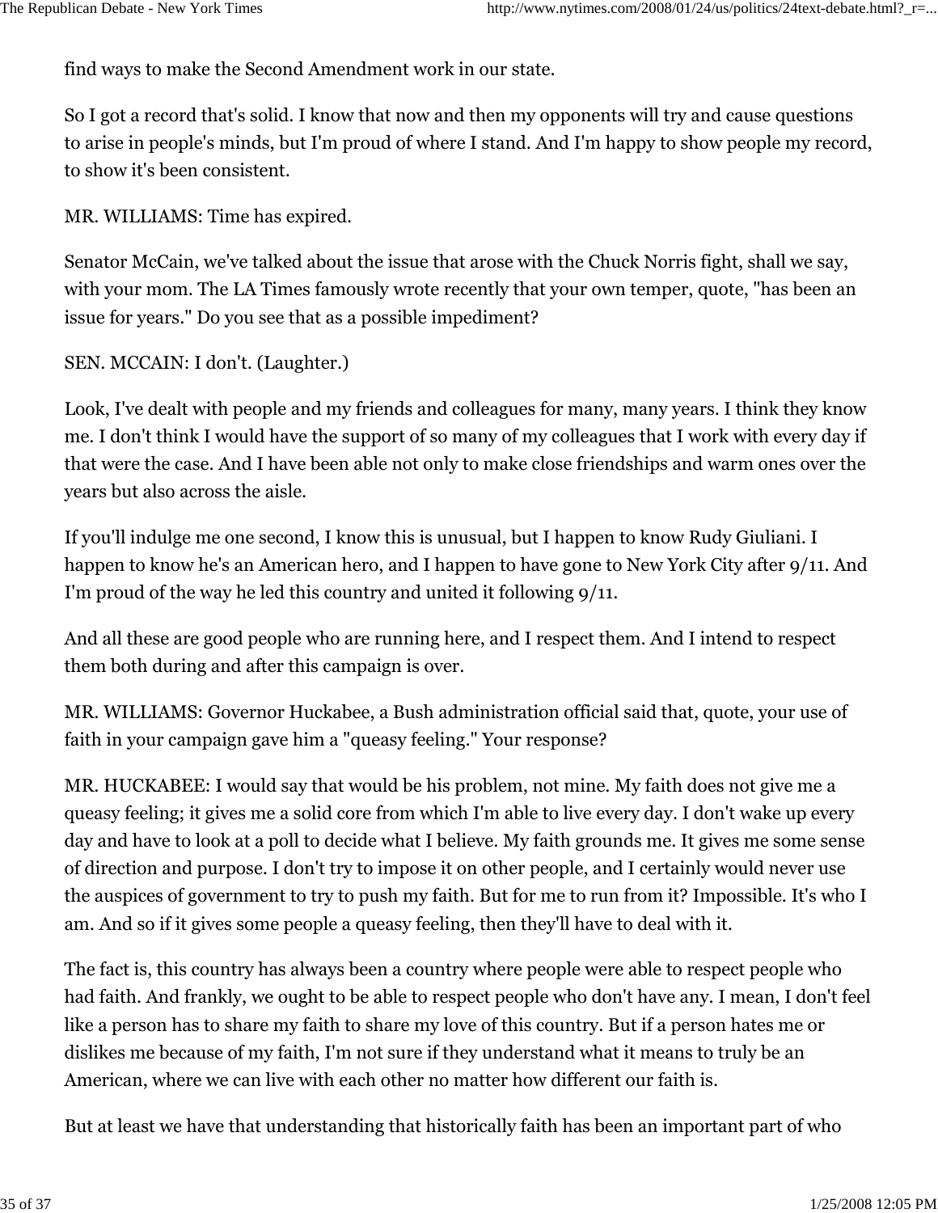find ways to make the Second Amendment work in our state.

So I got a record that's solid. I know that now and then my opponents will try and cause questions to arise in people's minds, but I'm proud of where I stand. And I'm happy to show people my record, to show it's been consistent.

MR. WILLIAMS: Time has expired.

Senator McCain, we've talked about the issue that arose with the Chuck Norris fight, shall we say, with your mom. The LA Times famously wrote recently that your own temper, quote, "has been an issue for years." Do you see that as a possible impediment?

SEN. MCCAIN: I don't. (Laughter.)

Look, I've dealt with people and my friends and colleagues for many, many years. I think they know me. I don't think I would have the support of so many of my colleagues that I work with every day if that were the case. And I have been able not only to make close friendships and warm ones over the years but also across the aisle.

If you'll indulge me one second, I know this is unusual, but I happen to know Rudy Giuliani. I happen to know he's an American hero, and I happen to have gone to New York City after 9/11. And I'm proud of the way he led this country and united it following 9/11.

And all these are good people who are running here, and I respect them. And I intend to respect them both during and after this campaign is over.

MR. WILLIAMS: Governor Huckabee, a Bush administration official said that, quote, your use of faith in your campaign gave him a "queasy feeling." Your response?

MR. HUCKABEE: I would say that would be his problem, not mine. My faith does not give me a queasy feeling; it gives me a solid core from which I'm able to live every day. I don't wake up every day and have to look at a poll to decide what I believe. My faith grounds me. It gives me some sense of direction and purpose. I don't try to impose it on other people, and I certainly would never use the auspices of government to try to push my faith. But for me to run from it? Impossible. It's who I am. And so if it gives some people a queasy feeling, then they'll have to deal with it.

The fact is, this country has always been a country where people were able to respect people who had faith. And frankly, we ought to be able to respect people who don't have any. I mean, I don't feel like a person has to share my faith to share my love of this country. But if a person hates me or dislikes me because of my faith, I'm not sure if they understand what it means to truly be an American, where we can live with each other no matter how different our faith is.

But at least we have that understanding that historically faith has been an important part of who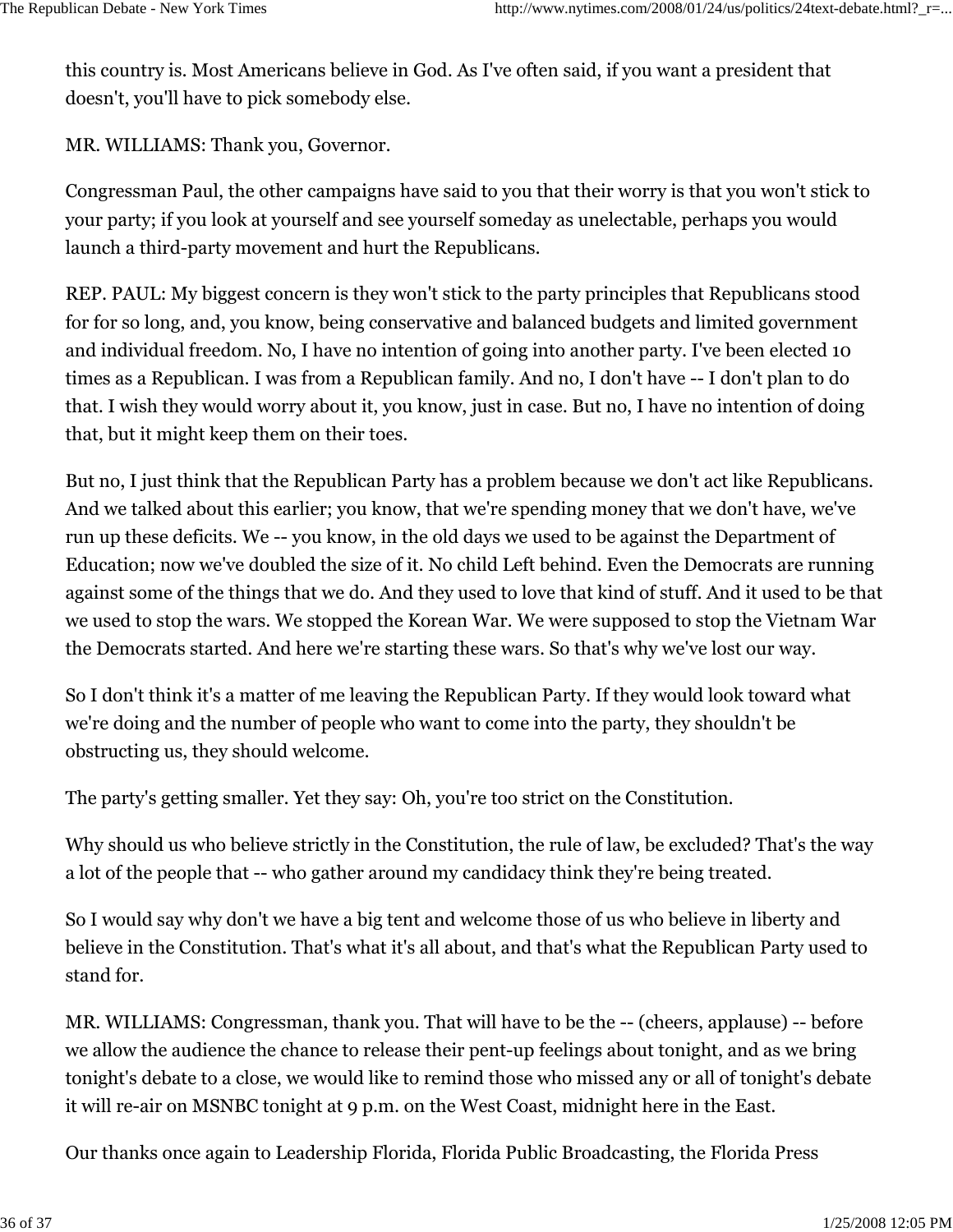this country is. Most Americans believe in God. As I've often said, if you want a president that doesn't, you'll have to pick somebody else.

MR. WILLIAMS: Thank you, Governor.

Congressman Paul, the other campaigns have said to you that their worry is that you won't stick to your party; if you look at yourself and see yourself someday as unelectable, perhaps you would launch a third-party movement and hurt the Republicans.

REP. PAUL: My biggest concern is they won't stick to the party principles that Republicans stood for for so long, and, you know, being conservative and balanced budgets and limited government and individual freedom. No, I have no intention of going into another party. I've been elected 10 times as a Republican. I was from a Republican family. And no, I don't have -- I don't plan to do that. I wish they would worry about it, you know, just in case. But no, I have no intention of doing that, but it might keep them on their toes.

But no, I just think that the Republican Party has a problem because we don't act like Republicans. And we talked about this earlier; you know, that we're spending money that we don't have, we've run up these deficits. We -- you know, in the old days we used to be against the Department of Education; now we've doubled the size of it. No child Left behind. Even the Democrats are running against some of the things that we do. And they used to love that kind of stuff. And it used to be that we used to stop the wars. We stopped the Korean War. We were supposed to stop the Vietnam War the Democrats started. And here we're starting these wars. So that's why we've lost our way.

So I don't think it's a matter of me leaving the Republican Party. If they would look toward what we're doing and the number of people who want to come into the party, they shouldn't be obstructing us, they should welcome.

The party's getting smaller. Yet they say: Oh, you're too strict on the Constitution.

Why should us who believe strictly in the Constitution, the rule of law, be excluded? That's the way a lot of the people that -- who gather around my candidacy think they're being treated.

So I would say why don't we have a big tent and welcome those of us who believe in liberty and believe in the Constitution. That's what it's all about, and that's what the Republican Party used to stand for.

MR. WILLIAMS: Congressman, thank you. That will have to be the -- (cheers, applause) -- before we allow the audience the chance to release their pent-up feelings about tonight, and as we bring tonight's debate to a close, we would like to remind those who missed any or all of tonight's debate it will re-air on MSNBC tonight at 9 p.m. on the West Coast, midnight here in the East.

Our thanks once again to Leadership Florida, Florida Public Broadcasting, the Florida Press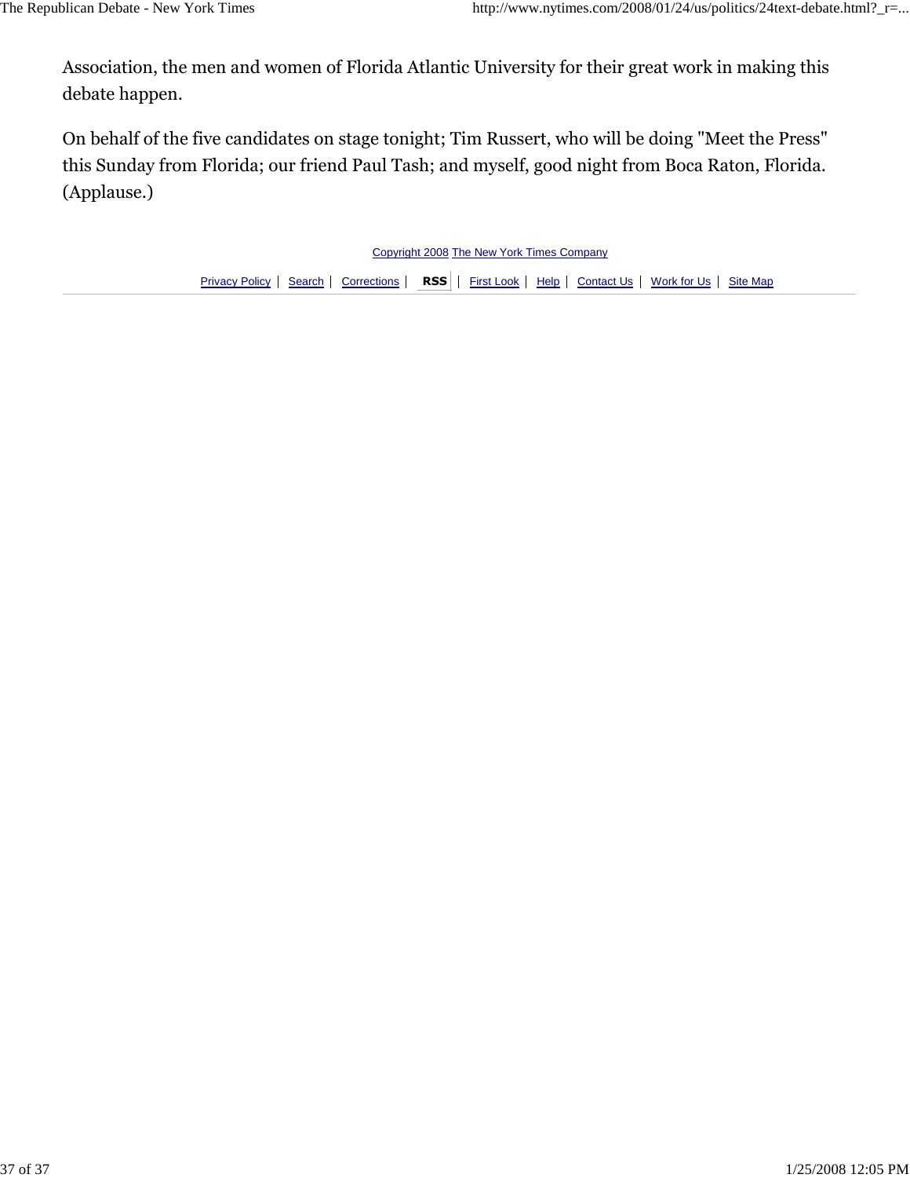Association, the men and women of Florida Atlantic University for their great work in making this debate happen.

On behalf of the five candidates on stage tonight; Tim Russert, who will be doing "Meet the Press" this Sunday from Florida; our friend Paul Tash; and myself, good night from Boca Raton, Florida. (Applause.)

Copyright 2008 The New York Times Company

Privacy Policy | Search | Corrections | RSS | First Look | Help | Contact Us | Work for Us | Site Map